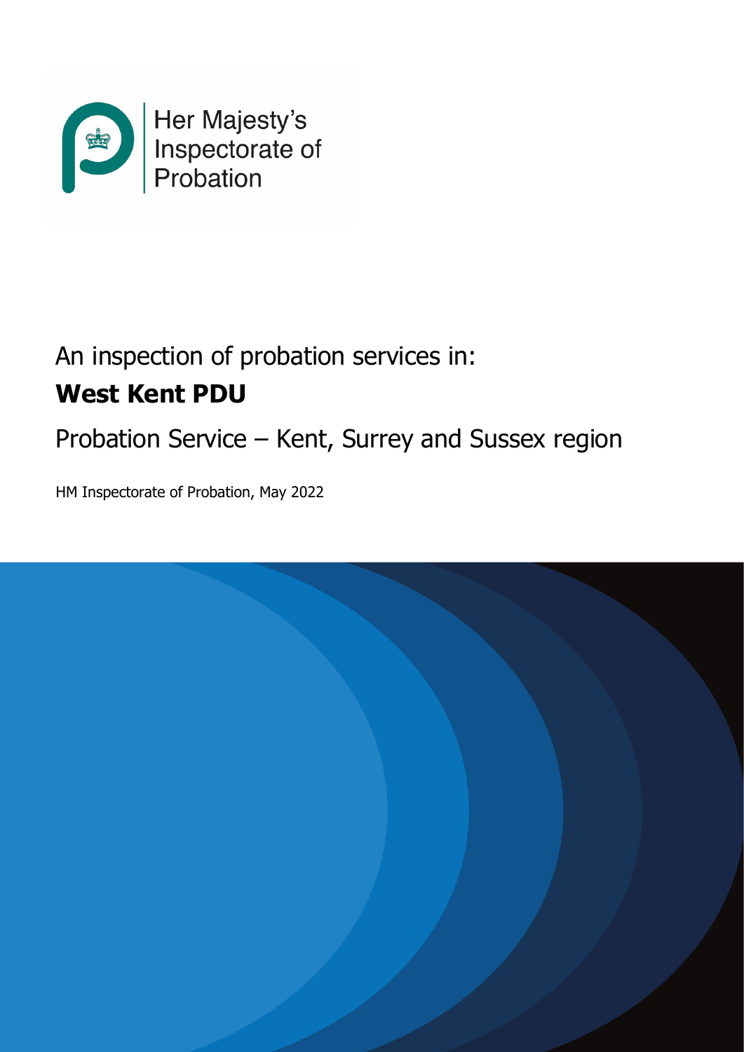Her Majesty's Inspectorate of Probation

An inspection of probation services in:

# West Kent PDU

## Probation Service – Kent, Surrey and Sussex region

HM Inspectorate of Probation, May 2022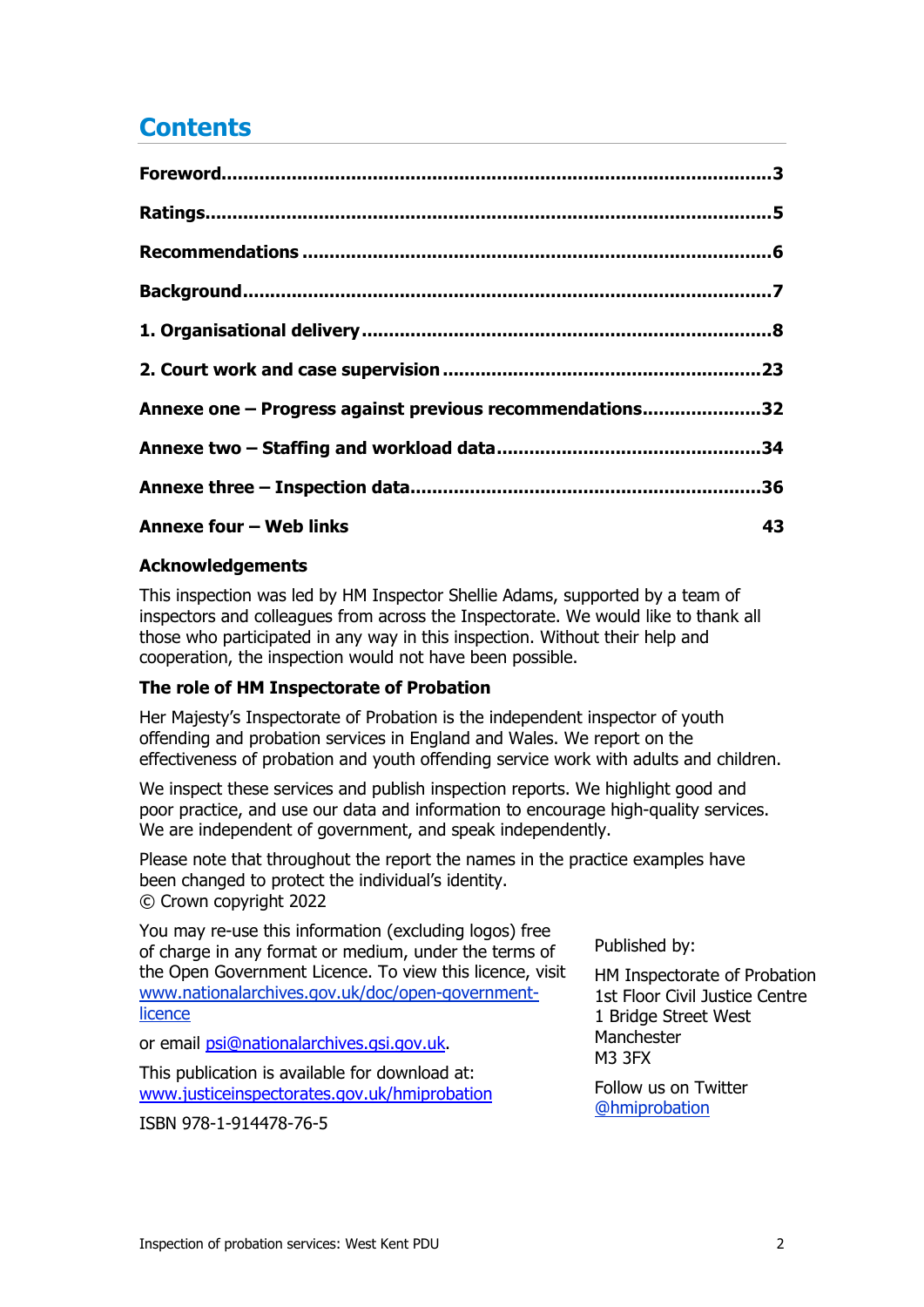# Contents

**Foreword**......3

**Ratings**......5

**Recommendations**......6

**Background**......7

**1. Organisational delivery**......8

**2. Court work and case supervision**......23

**Annexe one – Progress against previous recommendations**......32

**Annexe two – Staffing and workload data**......34

**Annexe three – Inspection data**......36

**Annexe four – Web links** 43

### Acknowledgements

This inspection was led by HM Inspector Shellie Adams, supported by a team of inspectors and colleagues from across the Inspectorate. We would like to thank all those who participated in any way in this inspection. Without their help and cooperation, the inspection would not have been possible.

### The role of HM Inspectorate of Probation

Her Majesty's Inspectorate of Probation is the independent inspector of youth offending and probation services in England and Wales. We report on the effectiveness of probation and youth offending service work with adults and children.

We inspect these services and publish inspection reports. We highlight good and poor practice, and use our data and information to encourage high-quality services. We are independent of government, and speak independently.

Please note that throughout the report the names in the practice examples have been changed to protect the individual's identity.
© Crown copyright 2022

You may re-use this information (excluding logos) free of charge in any format or medium, under the terms of the Open Government Licence. To view this licence, visit www.nationalarchives.gov.uk/doc/open-government-licence

or email psi@nationalarchives.gsi.gov.uk.

This publication is available for download at:
www.justiceinspectorates.gov.uk/hmiprobation

ISBN 978-1-914478-76-5

Published by:

HM Inspectorate of Probation
1st Floor Civil Justice Centre
1 Bridge Street West
Manchester
M3 3FX

Follow us on Twitter
@hmiprobation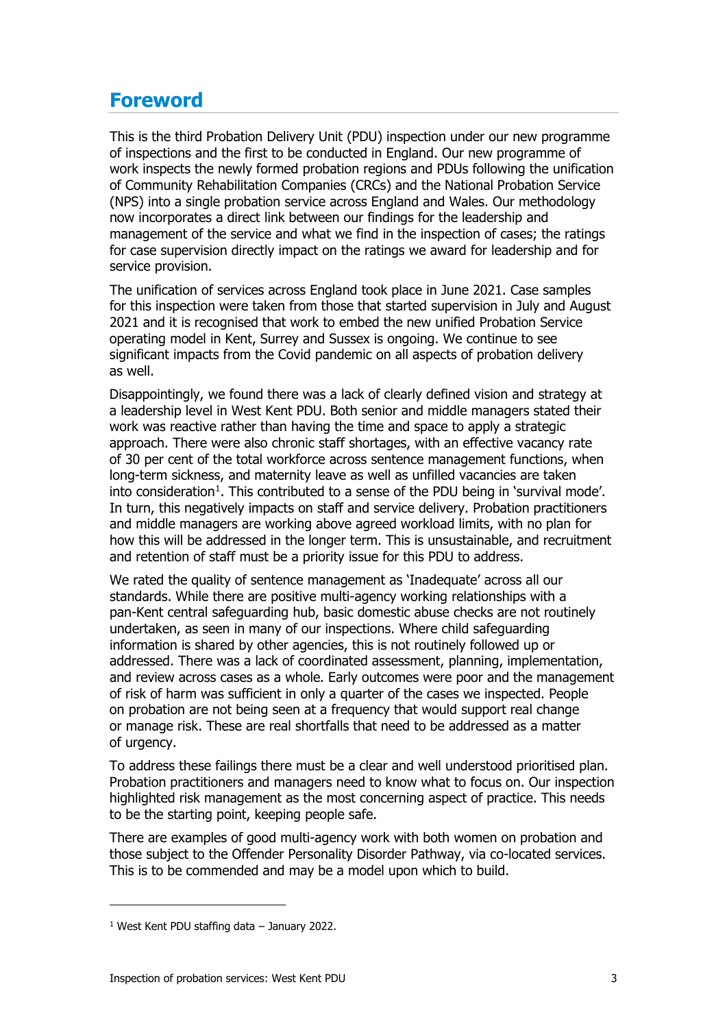## Foreword

This is the third Probation Delivery Unit (PDU) inspection under our new programme of inspections and the first to be conducted in England. Our new programme of work inspects the newly formed probation regions and PDUs following the unification of Community Rehabilitation Companies (CRCs) and the National Probation Service (NPS) into a single probation service across England and Wales. Our methodology now incorporates a direct link between our findings for the leadership and management of the service and what we find in the inspection of cases; the ratings for case supervision directly impact on the ratings we award for leadership and for service provision.

The unification of services across England took place in June 2021. Case samples for this inspection were taken from those that started supervision in July and August 2021 and it is recognised that work to embed the new unified Probation Service operating model in Kent, Surrey and Sussex is ongoing. We continue to see significant impacts from the Covid pandemic on all aspects of probation delivery as well.

Disappointingly, we found there was a lack of clearly defined vision and strategy at a leadership level in West Kent PDU. Both senior and middle managers stated their work was reactive rather than having the time and space to apply a strategic approach. There were also chronic staff shortages, with an effective vacancy rate of 30 per cent of the total workforce across sentence management functions, when long-term sickness, and maternity leave as well as unfilled vacancies are taken into consideration[1]. This contributed to a sense of the PDU being in 'survival mode'. In turn, this negatively impacts on staff and service delivery. Probation practitioners and middle managers are working above agreed workload limits, with no plan for how this will be addressed in the longer term. This is unsustainable, and recruitment and retention of staff must be a priority issue for this PDU to address.

We rated the quality of sentence management as 'Inadequate' across all our standards. While there are positive multi-agency working relationships with a pan-Kent central safeguarding hub, basic domestic abuse checks are not routinely undertaken, as seen in many of our inspections. Where child safeguarding information is shared by other agencies, this is not routinely followed up or addressed. There was a lack of coordinated assessment, planning, implementation, and review across cases as a whole. Early outcomes were poor and the management of risk of harm was sufficient in only a quarter of the cases we inspected. People on probation are not being seen at a frequency that would support real change or manage risk. These are real shortfalls that need to be addressed as a matter of urgency.

To address these failings there must be a clear and well understood prioritised plan. Probation practitioners and managers need to know what to focus on. Our inspection highlighted risk management as the most concerning aspect of practice. This needs to be the starting point, keeping people safe.

There are examples of good multi-agency work with both women on probation and those subject to the Offender Personality Disorder Pathway, via co-located services. This is to be commended and may be a model upon which to build.

---

[1] West Kent PDU staffing data – January 2022.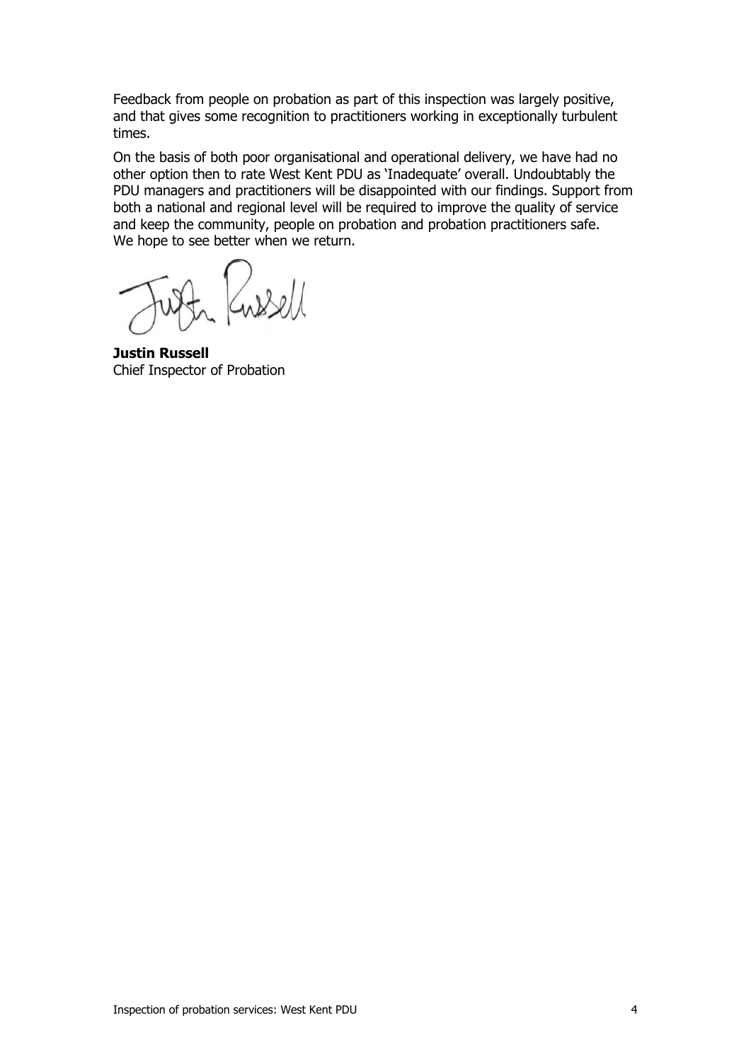Feedback from people on probation as part of this inspection was largely positive, and that gives some recognition to practitioners working in exceptionally turbulent times.

On the basis of both poor organisational and operational delivery, we have had no other option then to rate West Kent PDU as 'Inadequate' overall. Undoubtably the PDU managers and practitioners will be disappointed with our findings. Support from both a national and regional level will be required to improve the quality of service and keep the community, people on probation and probation practitioners safe. We hope to see better when we return.

**Justin Russell**
Chief Inspector of Probation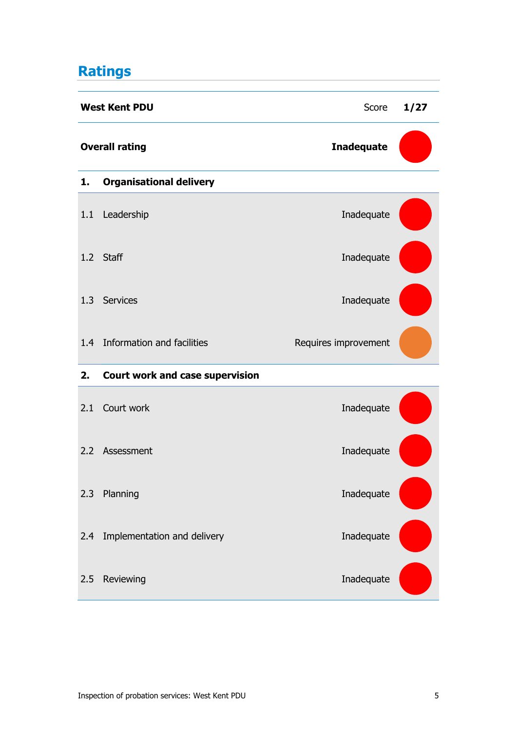## Ratings

| West Kent PDU | Score | 1/27 |
|---|---|---|
| **Overall rating** | **Inadequate** | |
| **1. Organisational delivery** | | |
| 1.1 Leadership | Inadequate | |
| 1.2 Staff | Inadequate | |
| 1.3 Services | Inadequate | |
| 1.4 Information and facilities | Requires improvement | |
| **2. Court work and case supervision** | | |
| 2.1 Court work | Inadequate | |
| 2.2 Assessment | Inadequate | |
| 2.3 Planning | Inadequate | |
| 2.4 Implementation and delivery | Inadequate | |
| 2.5 Reviewing | Inadequate | |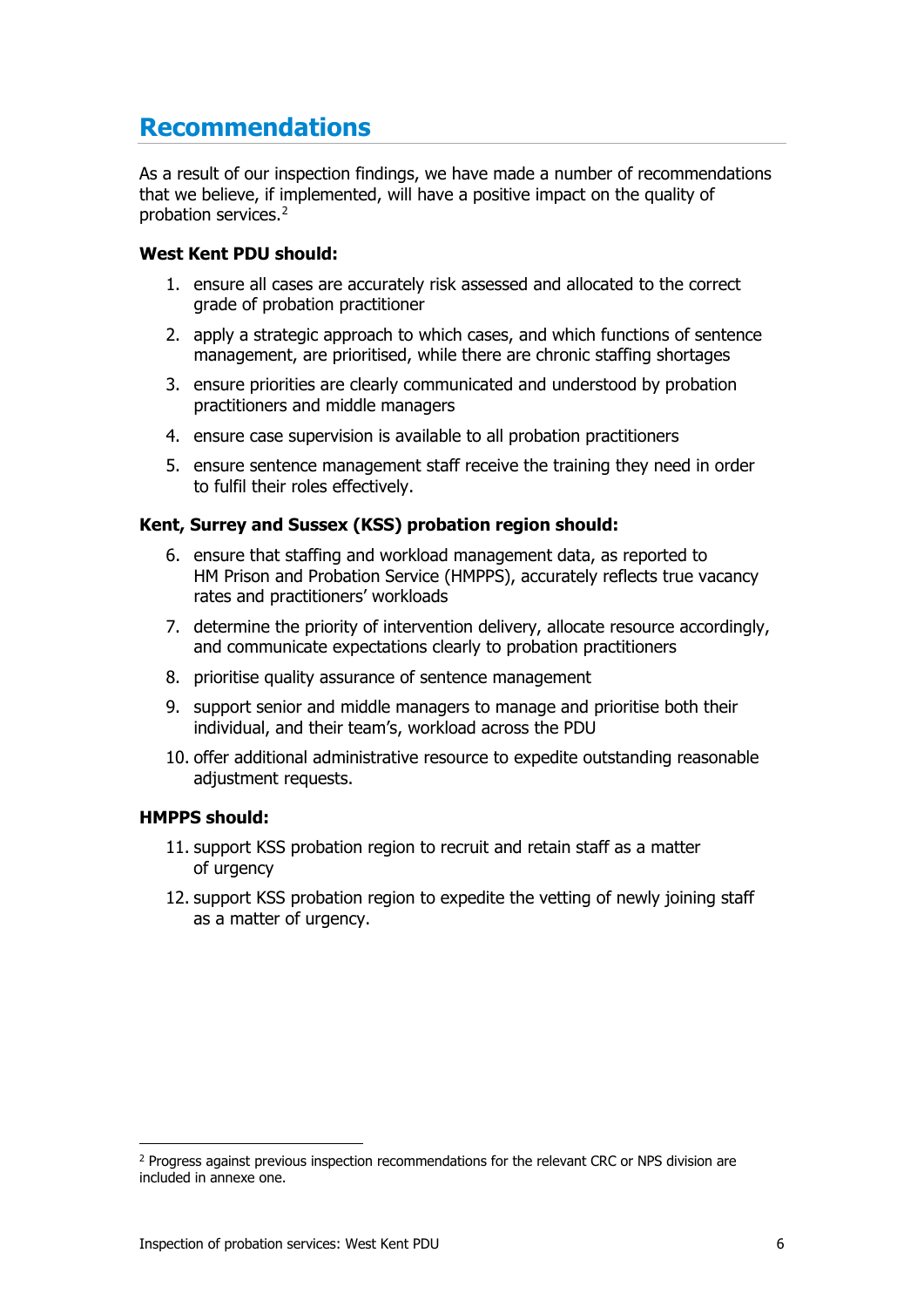## Recommendations

As a result of our inspection findings, we have made a number of recommendations that we believe, if implemented, will have a positive impact on the quality of probation services.[2]

**West Kent PDU should:**

1. ensure all cases are accurately risk assessed and allocated to the correct grade of probation practitioner
2. apply a strategic approach to which cases, and which functions of sentence management, are prioritised, while there are chronic staffing shortages
3. ensure priorities are clearly communicated and understood by probation practitioners and middle managers
4. ensure case supervision is available to all probation practitioners
5. ensure sentence management staff receive the training they need in order to fulfil their roles effectively.

**Kent, Surrey and Sussex (KSS) probation region should:**

6. ensure that staffing and workload management data, as reported to HM Prison and Probation Service (HMPPS), accurately reflects true vacancy rates and practitioners' workloads
7. determine the priority of intervention delivery, allocate resource accordingly, and communicate expectations clearly to probation practitioners
8. prioritise quality assurance of sentence management
9. support senior and middle managers to manage and prioritise both their individual, and their team's, workload across the PDU
10. offer additional administrative resource to expedite outstanding reasonable adjustment requests.

**HMPPS should:**

11. support KSS probation region to recruit and retain staff as a matter of urgency
12. support KSS probation region to expedite the vetting of newly joining staff as a matter of urgency.

---

[2] Progress against previous inspection recommendations for the relevant CRC or NPS division are included in annexe one.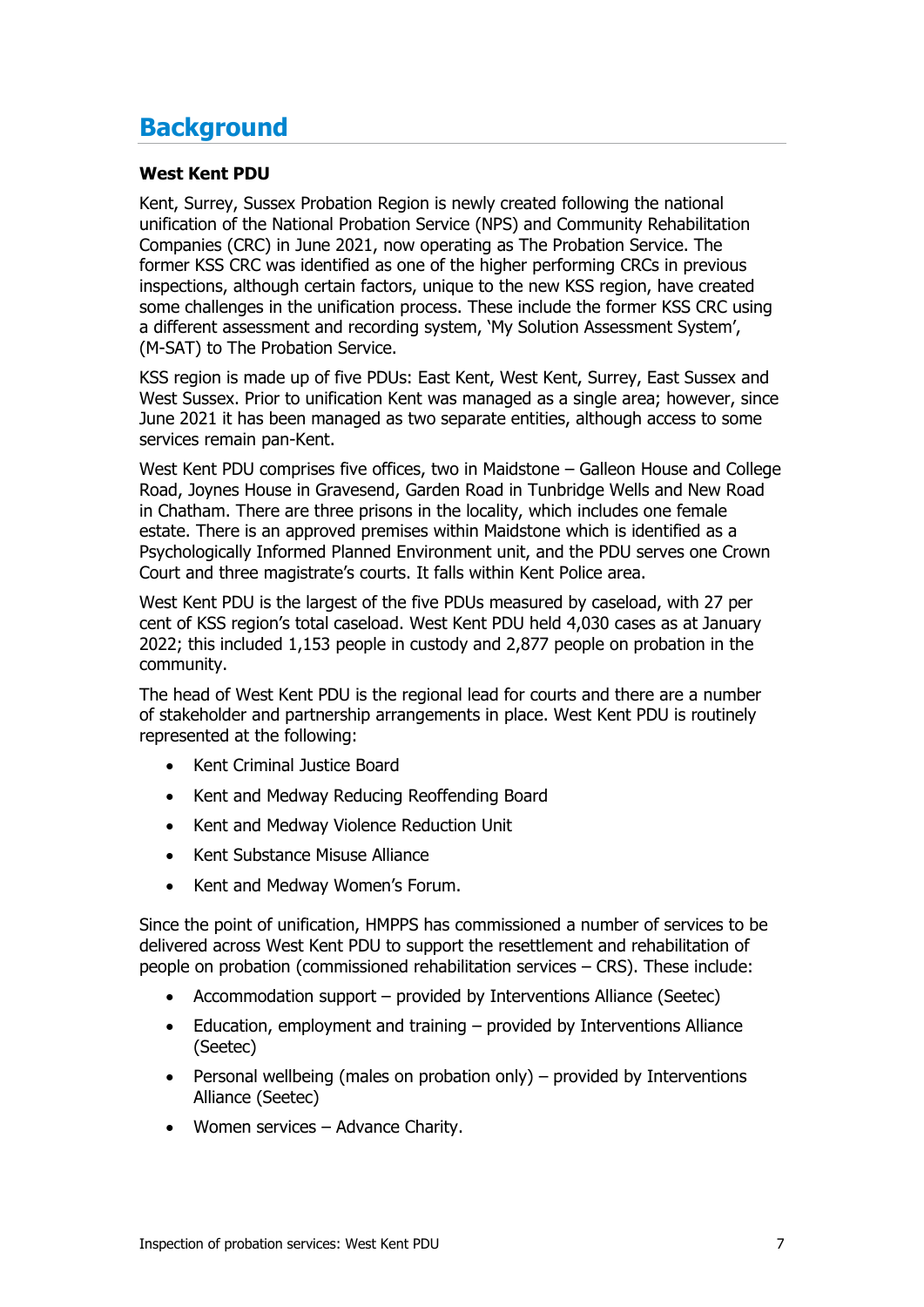# Background

**West Kent PDU**

Kent, Surrey, Sussex Probation Region is newly created following the national unification of the National Probation Service (NPS) and Community Rehabilitation Companies (CRC) in June 2021, now operating as The Probation Service. The former KSS CRC was identified as one of the higher performing CRCs in previous inspections, although certain factors, unique to the new KSS region, have created some challenges in the unification process. These include the former KSS CRC using a different assessment and recording system, 'My Solution Assessment System', (M-SAT) to The Probation Service.

KSS region is made up of five PDUs: East Kent, West Kent, Surrey, East Sussex and West Sussex. Prior to unification Kent was managed as a single area; however, since June 2021 it has been managed as two separate entities, although access to some services remain pan-Kent.

West Kent PDU comprises five offices, two in Maidstone – Galleon House and College Road, Joynes House in Gravesend, Garden Road in Tunbridge Wells and New Road in Chatham. There are three prisons in the locality, which includes one female estate. There is an approved premises within Maidstone which is identified as a Psychologically Informed Planned Environment unit, and the PDU serves one Crown Court and three magistrate's courts. It falls within Kent Police area.

West Kent PDU is the largest of the five PDUs measured by caseload, with 27 per cent of KSS region's total caseload. West Kent PDU held 4,030 cases as at January 2022; this included 1,153 people in custody and 2,877 people on probation in the community.

The head of West Kent PDU is the regional lead for courts and there are a number of stakeholder and partnership arrangements in place. West Kent PDU is routinely represented at the following:

- Kent Criminal Justice Board
- Kent and Medway Reducing Reoffending Board
- Kent and Medway Violence Reduction Unit
- Kent Substance Misuse Alliance
- Kent and Medway Women's Forum.

Since the point of unification, HMPPS has commissioned a number of services to be delivered across West Kent PDU to support the resettlement and rehabilitation of people on probation (commissioned rehabilitation services – CRS). These include:

- Accommodation support – provided by Interventions Alliance (Seetec)
- Education, employment and training – provided by Interventions Alliance (Seetec)
- Personal wellbeing (males on probation only) – provided by Interventions Alliance (Seetec)
- Women services – Advance Charity.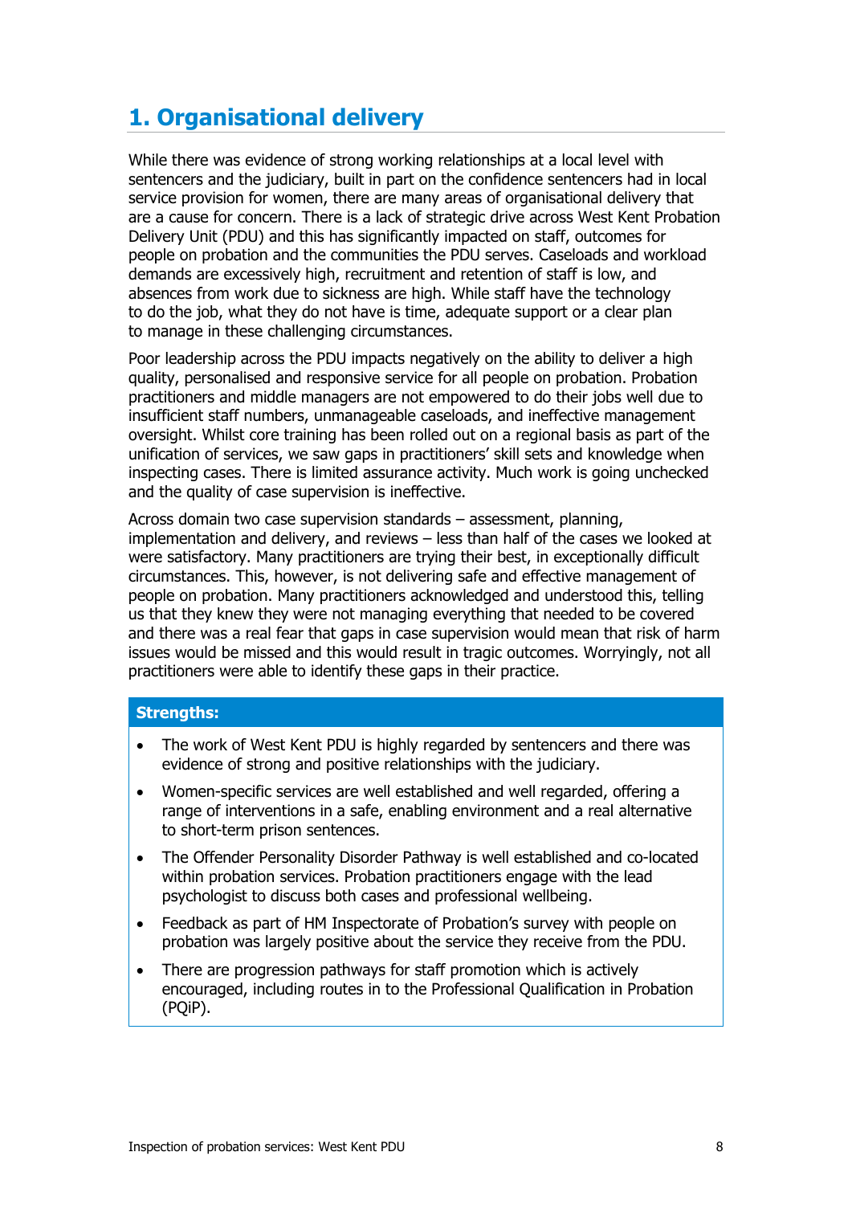## 1. Organisational delivery

While there was evidence of strong working relationships at a local level with sentencers and the judiciary, built in part on the confidence sentencers had in local service provision for women, there are many areas of organisational delivery that are a cause for concern. There is a lack of strategic drive across West Kent Probation Delivery Unit (PDU) and this has significantly impacted on staff, outcomes for people on probation and the communities the PDU serves. Caseloads and workload demands are excessively high, recruitment and retention of staff is low, and absences from work due to sickness are high. While staff have the technology to do the job, what they do not have is time, adequate support or a clear plan to manage in these challenging circumstances.

Poor leadership across the PDU impacts negatively on the ability to deliver a high quality, personalised and responsive service for all people on probation. Probation practitioners and middle managers are not empowered to do their jobs well due to insufficient staff numbers, unmanageable caseloads, and ineffective management oversight. Whilst core training has been rolled out on a regional basis as part of the unification of services, we saw gaps in practitioners' skill sets and knowledge when inspecting cases. There is limited assurance activity. Much work is going unchecked and the quality of case supervision is ineffective.

Across domain two case supervision standards – assessment, planning, implementation and delivery, and reviews – less than half of the cases we looked at were satisfactory. Many practitioners are trying their best, in exceptionally difficult circumstances. This, however, is not delivering safe and effective management of people on probation. Many practitioners acknowledged and understood this, telling us that they knew they were not managing everything that needed to be covered and there was a real fear that gaps in case supervision would mean that risk of harm issues would be missed and this would result in tragic outcomes. Worryingly, not all practitioners were able to identify these gaps in their practice.

**Strengths:**

- The work of West Kent PDU is highly regarded by sentencers and there was evidence of strong and positive relationships with the judiciary.
- Women-specific services are well established and well regarded, offering a range of interventions in a safe, enabling environment and a real alternative to short-term prison sentences.
- The Offender Personality Disorder Pathway is well established and co-located within probation services. Probation practitioners engage with the lead psychologist to discuss both cases and professional wellbeing.
- Feedback as part of HM Inspectorate of Probation's survey with people on probation was largely positive about the service they receive from the PDU.
- There are progression pathways for staff promotion which is actively encouraged, including routes in to the Professional Qualification in Probation (PQiP).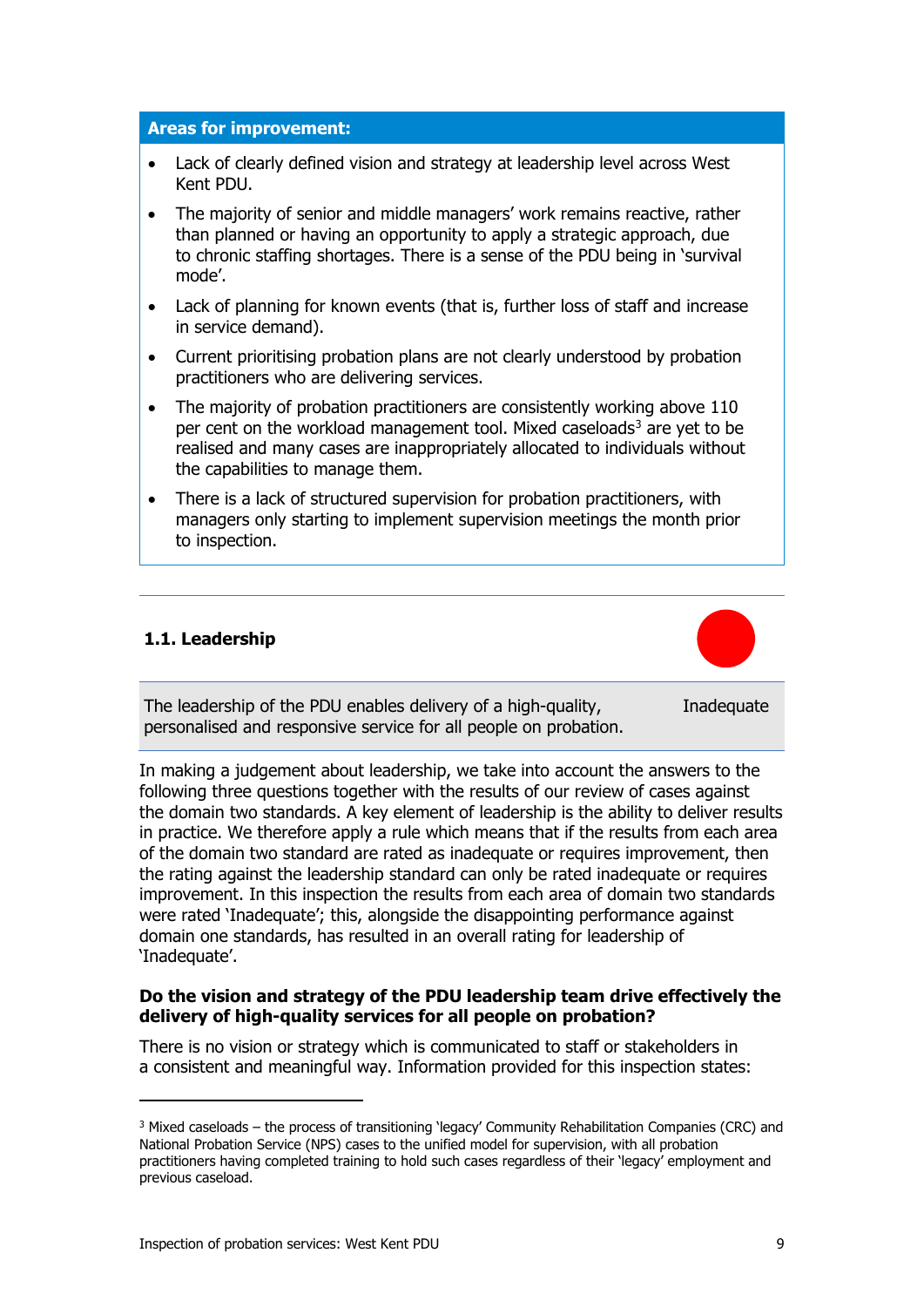**Areas for improvement:**

- Lack of clearly defined vision and strategy at leadership level across West Kent PDU.
- The majority of senior and middle managers' work remains reactive, rather than planned or having an opportunity to apply a strategic approach, due to chronic staffing shortages. There is a sense of the PDU being in 'survival mode'.
- Lack of planning for known events (that is, further loss of staff and increase in service demand).
- Current prioritising probation plans are not clearly understood by probation practitioners who are delivering services.
- The majority of probation practitioners are consistently working above 110 per cent on the workload management tool. Mixed caseloads[3] are yet to be realised and many cases are inappropriately allocated to individuals without the capabilities to manage them.
- There is a lack of structured supervision for probation practitioners, with managers only starting to implement supervision meetings the month prior to inspection.

## 1.1. Leadership

| The leadership of the PDU enables delivery of a high-quality, personalised and responsive service for all people on probation. | Inadequate |
|---|---|

In making a judgement about leadership, we take into account the answers to the following three questions together with the results of our review of cases against the domain two standards. A key element of leadership is the ability to deliver results in practice. We therefore apply a rule which means that if the results from each area of the domain two standard are rated as inadequate or requires improvement, then the rating against the leadership standard can only be rated inadequate or requires improvement. In this inspection the results from each area of domain two standards were rated 'Inadequate'; this, alongside the disappointing performance against domain one standards, has resulted in an overall rating for leadership of 'Inadequate'.

**Do the vision and strategy of the PDU leadership team drive effectively the delivery of high-quality services for all people on probation?**

There is no vision or strategy which is communicated to staff or stakeholders in a consistent and meaningful way. Information provided for this inspection states:

[3] Mixed caseloads – the process of transitioning 'legacy' Community Rehabilitation Companies (CRC) and National Probation Service (NPS) cases to the unified model for supervision, with all probation practitioners having completed training to hold such cases regardless of their 'legacy' employment and previous caseload.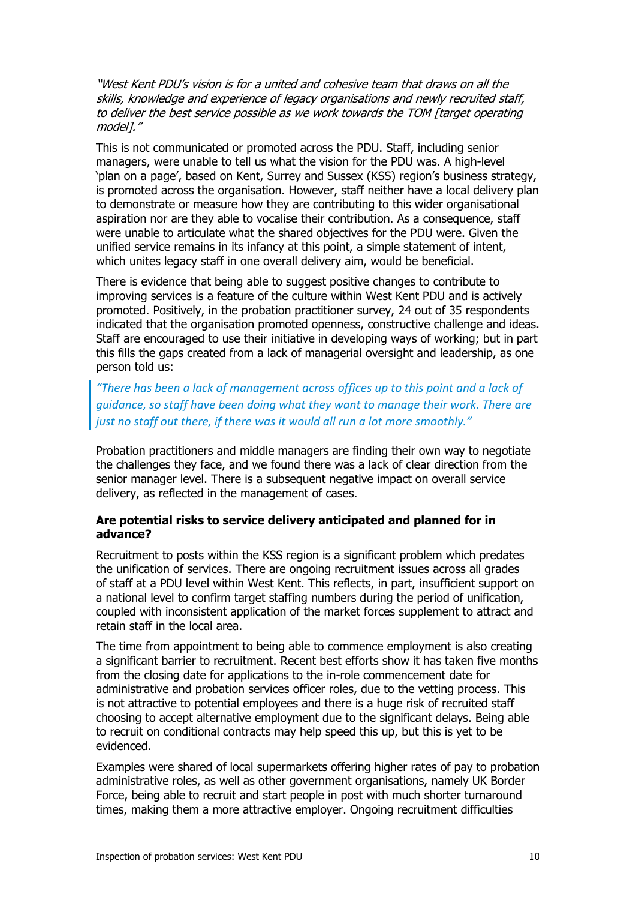*"West Kent PDU's vision is for a united and cohesive team that draws on all the skills, knowledge and experience of legacy organisations and newly recruited staff, to deliver the best service possible as we work towards the TOM [target operating model]."*

This is not communicated or promoted across the PDU. Staff, including senior managers, were unable to tell us what the vision for the PDU was. A high-level 'plan on a page', based on Kent, Surrey and Sussex (KSS) region's business strategy, is promoted across the organisation. However, staff neither have a local delivery plan to demonstrate or measure how they are contributing to this wider organisational aspiration nor are they able to vocalise their contribution. As a consequence, staff were unable to articulate what the shared objectives for the PDU were. Given the unified service remains in its infancy at this point, a simple statement of intent, which unites legacy staff in one overall delivery aim, would be beneficial.

There is evidence that being able to suggest positive changes to contribute to improving services is a feature of the culture within West Kent PDU and is actively promoted. Positively, in the probation practitioner survey, 24 out of 35 respondents indicated that the organisation promoted openness, constructive challenge and ideas. Staff are encouraged to use their initiative in developing ways of working; but in part this fills the gaps created from a lack of managerial oversight and leadership, as one person told us:

> *"There has been a lack of management across offices up to this point and a lack of guidance, so staff have been doing what they want to manage their work. There are just no staff out there, if there was it would all run a lot more smoothly."*

Probation practitioners and middle managers are finding their own way to negotiate the challenges they face, and we found there was a lack of clear direction from the senior manager level. There is a subsequent negative impact on overall service delivery, as reflected in the management of cases.

**Are potential risks to service delivery anticipated and planned for in advance?**

Recruitment to posts within the KSS region is a significant problem which predates the unification of services. There are ongoing recruitment issues across all grades of staff at a PDU level within West Kent. This reflects, in part, insufficient support on a national level to confirm target staffing numbers during the period of unification, coupled with inconsistent application of the market forces supplement to attract and retain staff in the local area.

The time from appointment to being able to commence employment is also creating a significant barrier to recruitment. Recent best efforts show it has taken five months from the closing date for applications to the in-role commencement date for administrative and probation services officer roles, due to the vetting process. This is not attractive to potential employees and there is a huge risk of recruited staff choosing to accept alternative employment due to the significant delays. Being able to recruit on conditional contracts may help speed this up, but this is yet to be evidenced.

Examples were shared of local supermarkets offering higher rates of pay to probation administrative roles, as well as other government organisations, namely UK Border Force, being able to recruit and start people in post with much shorter turnaround times, making them a more attractive employer. Ongoing recruitment difficulties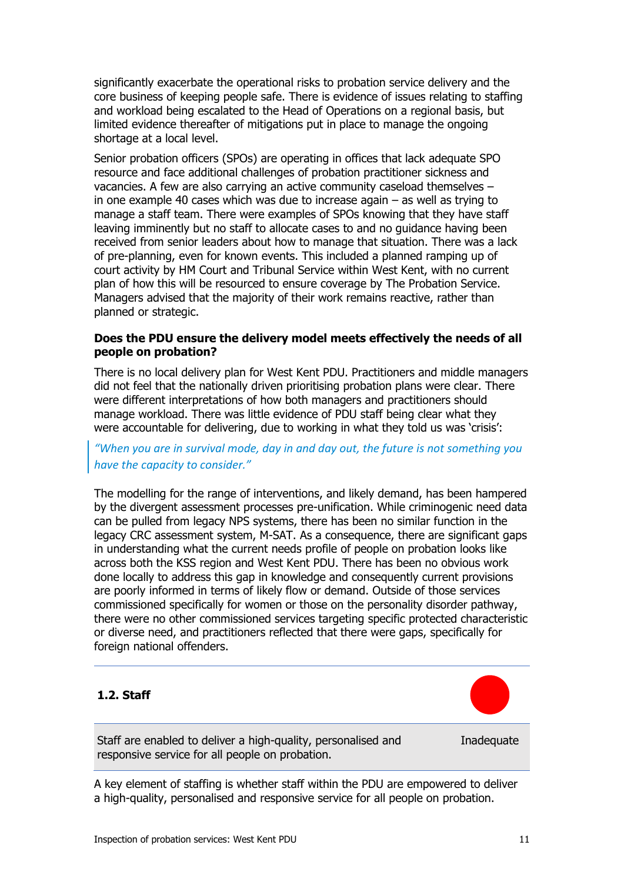significantly exacerbate the operational risks to probation service delivery and the core business of keeping people safe. There is evidence of issues relating to staffing and workload being escalated to the Head of Operations on a regional basis, but limited evidence thereafter of mitigations put in place to manage the ongoing shortage at a local level.

Senior probation officers (SPOs) are operating in offices that lack adequate SPO resource and face additional challenges of probation practitioner sickness and vacancies. A few are also carrying an active community caseload themselves – in one example 40 cases which was due to increase again – as well as trying to manage a staff team. There were examples of SPOs knowing that they have staff leaving imminently but no staff to allocate cases to and no guidance having been received from senior leaders about how to manage that situation. There was a lack of pre-planning, even for known events. This included a planned ramping up of court activity by HM Court and Tribunal Service within West Kent, with no current plan of how this will be resourced to ensure coverage by The Probation Service. Managers advised that the majority of their work remains reactive, rather than planned or strategic.

**Does the PDU ensure the delivery model meets effectively the needs of all people on probation?**

There is no local delivery plan for West Kent PDU. Practitioners and middle managers did not feel that the nationally driven prioritising probation plans were clear. There were different interpretations of how both managers and practitioners should manage workload. There was little evidence of PDU staff being clear what they were accountable for delivering, due to working in what they told us was 'crisis':

> *"When you are in survival mode, day in and day out, the future is not something you have the capacity to consider."*

The modelling for the range of interventions, and likely demand, has been hampered by the divergent assessment processes pre-unification. While criminogenic need data can be pulled from legacy NPS systems, there has been no similar function in the legacy CRC assessment system, M-SAT. As a consequence, there are significant gaps in understanding what the current needs profile of people on probation looks like across both the KSS region and West Kent PDU. There has been no obvious work done locally to address this gap in knowledge and consequently current provisions are poorly informed in terms of likely flow or demand. Outside of those services commissioned specifically for women or those on the personality disorder pathway, there were no other commissioned services targeting specific protected characteristic or diverse need, and practitioners reflected that there were gaps, specifically for foreign national offenders.

### 1.2. Staff

| Staff are enabled to deliver a high-quality, personalised and responsive service for all people on probation. | Inadequate |
|---|---|

A key element of staffing is whether staff within the PDU are empowered to deliver a high-quality, personalised and responsive service for all people on probation.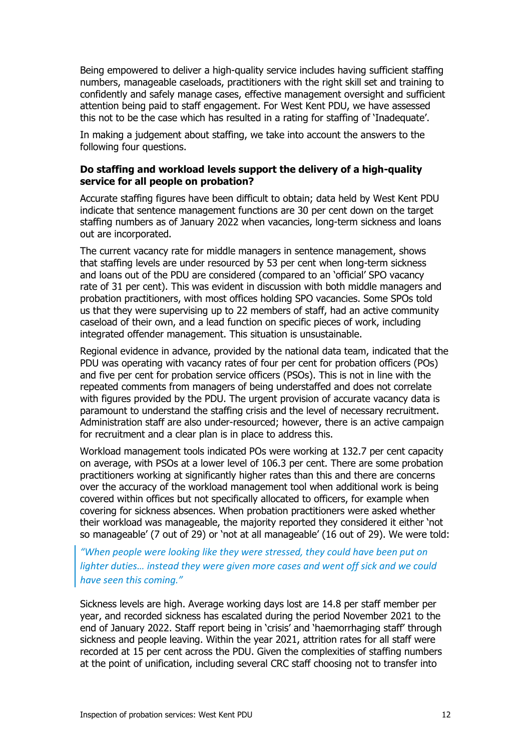Being empowered to deliver a high-quality service includes having sufficient staffing numbers, manageable caseloads, practitioners with the right skill set and training to confidently and safely manage cases, effective management oversight and sufficient attention being paid to staff engagement. For West Kent PDU, we have assessed this not to be the case which has resulted in a rating for staffing of 'Inadequate'.

In making a judgement about staffing, we take into account the answers to the following four questions.

**Do staffing and workload levels support the delivery of a high-quality service for all people on probation?**

Accurate staffing figures have been difficult to obtain; data held by West Kent PDU indicate that sentence management functions are 30 per cent down on the target staffing numbers as of January 2022 when vacancies, long-term sickness and loans out are incorporated.

The current vacancy rate for middle managers in sentence management, shows that staffing levels are under resourced by 53 per cent when long-term sickness and loans out of the PDU are considered (compared to an 'official' SPO vacancy rate of 31 per cent). This was evident in discussion with both middle managers and probation practitioners, with most offices holding SPO vacancies. Some SPOs told us that they were supervising up to 22 members of staff, had an active community caseload of their own, and a lead function on specific pieces of work, including integrated offender management. This situation is unsustainable.

Regional evidence in advance, provided by the national data team, indicated that the PDU was operating with vacancy rates of four per cent for probation officers (POs) and five per cent for probation service officers (PSOs). This is not in line with the repeated comments from managers of being understaffed and does not correlate with figures provided by the PDU. The urgent provision of accurate vacancy data is paramount to understand the staffing crisis and the level of necessary recruitment. Administration staff are also under-resourced; however, there is an active campaign for recruitment and a clear plan is in place to address this.

Workload management tools indicated POs were working at 132.7 per cent capacity on average, with PSOs at a lower level of 106.3 per cent. There are some probation practitioners working at significantly higher rates than this and there are concerns over the accuracy of the workload management tool when additional work is being covered within offices but not specifically allocated to officers, for example when covering for sickness absences. When probation practitioners were asked whether their workload was manageable, the majority reported they considered it either 'not so manageable' (7 out of 29) or 'not at all manageable' (16 out of 29). We were told:

> *"When people were looking like they were stressed, they could have been put on lighter duties… instead they were given more cases and went off sick and we could have seen this coming."*

Sickness levels are high. Average working days lost are 14.8 per staff member per year, and recorded sickness has escalated during the period November 2021 to the end of January 2022. Staff report being in 'crisis' and 'haemorrhaging staff' through sickness and people leaving. Within the year 2021, attrition rates for all staff were recorded at 15 per cent across the PDU. Given the complexities of staffing numbers at the point of unification, including several CRC staff choosing not to transfer into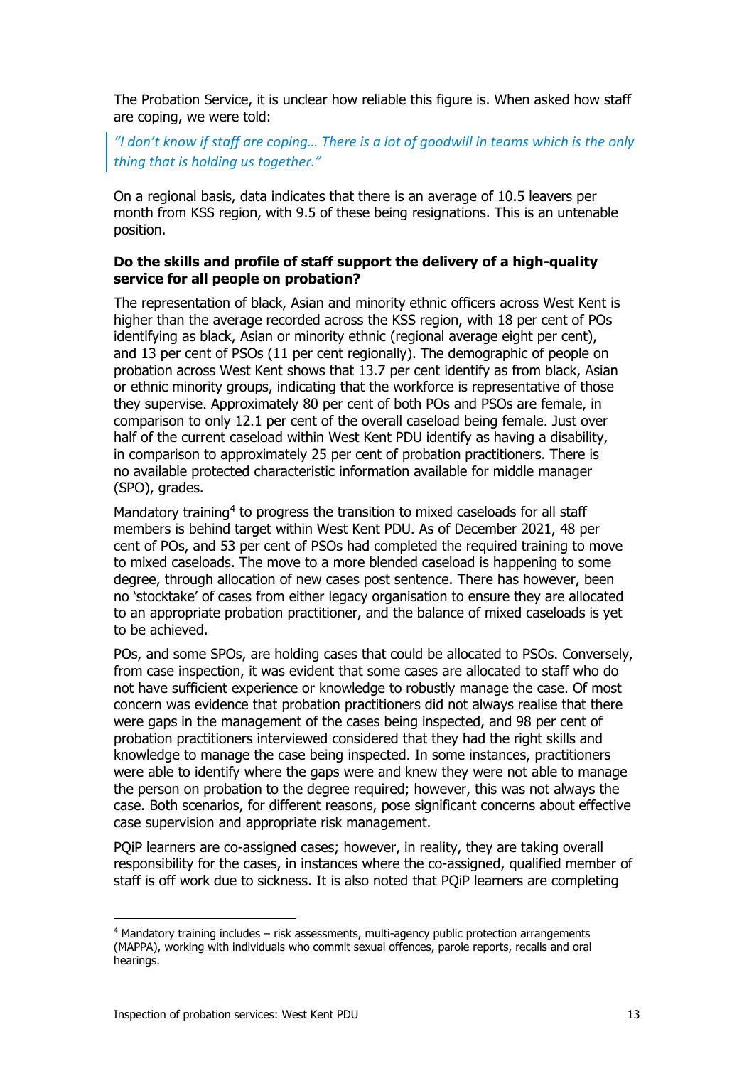The Probation Service, it is unclear how reliable this figure is. When asked how staff are coping, we were told:

> *"I don't know if staff are coping… There is a lot of goodwill in teams which is the only thing that is holding us together."*

On a regional basis, data indicates that there is an average of 10.5 leavers per month from KSS region, with 9.5 of these being resignations. This is an untenable position.

**Do the skills and profile of staff support the delivery of a high-quality service for all people on probation?**

The representation of black, Asian and minority ethnic officers across West Kent is higher than the average recorded across the KSS region, with 18 per cent of POs identifying as black, Asian or minority ethnic (regional average eight per cent), and 13 per cent of PSOs (11 per cent regionally). The demographic of people on probation across West Kent shows that 13.7 per cent identify as from black, Asian or ethnic minority groups, indicating that the workforce is representative of those they supervise. Approximately 80 per cent of both POs and PSOs are female, in comparison to only 12.1 per cent of the overall caseload being female. Just over half of the current caseload within West Kent PDU identify as having a disability, in comparison to approximately 25 per cent of probation practitioners. There is no available protected characteristic information available for middle manager (SPO), grades.

Mandatory training[4] to progress the transition to mixed caseloads for all staff members is behind target within West Kent PDU. As of December 2021, 48 per cent of POs, and 53 per cent of PSOs had completed the required training to move to mixed caseloads. The move to a more blended caseload is happening to some degree, through allocation of new cases post sentence. There has however, been no 'stocktake' of cases from either legacy organisation to ensure they are allocated to an appropriate probation practitioner, and the balance of mixed caseloads is yet to be achieved.

POs, and some SPOs, are holding cases that could be allocated to PSOs. Conversely, from case inspection, it was evident that some cases are allocated to staff who do not have sufficient experience or knowledge to robustly manage the case. Of most concern was evidence that probation practitioners did not always realise that there were gaps in the management of the cases being inspected, and 98 per cent of probation practitioners interviewed considered that they had the right skills and knowledge to manage the case being inspected. In some instances, practitioners were able to identify where the gaps were and knew they were not able to manage the person on probation to the degree required; however, this was not always the case. Both scenarios, for different reasons, pose significant concerns about effective case supervision and appropriate risk management.

PQiP learners are co-assigned cases; however, in reality, they are taking overall responsibility for the cases, in instances where the co-assigned, qualified member of staff is off work due to sickness. It is also noted that PQiP learners are completing

[4] Mandatory training includes – risk assessments, multi-agency public protection arrangements (MAPPA), working with individuals who commit sexual offences, parole reports, recalls and oral hearings.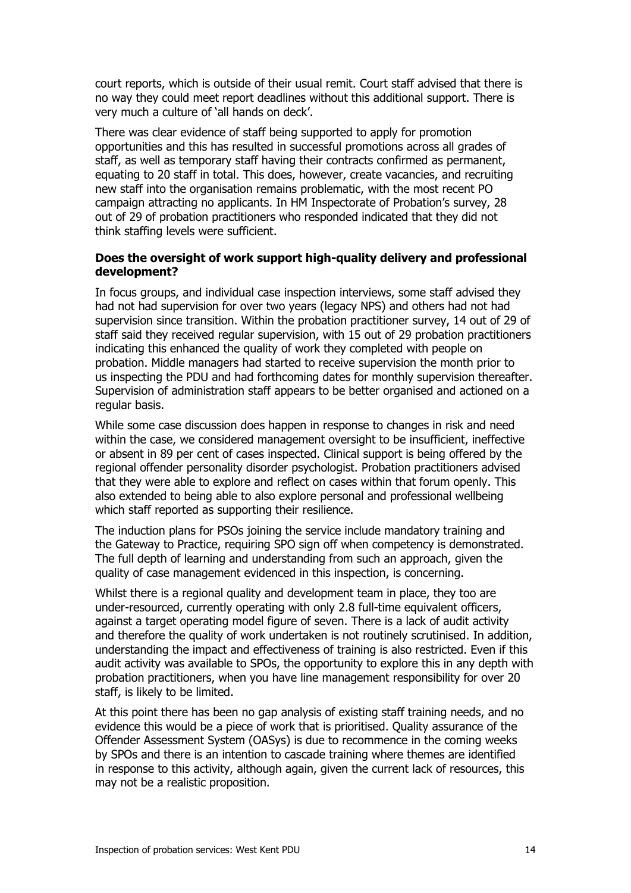court reports, which is outside of their usual remit. Court staff advised that there is no way they could meet report deadlines without this additional support. There is very much a culture of 'all hands on deck'.

There was clear evidence of staff being supported to apply for promotion opportunities and this has resulted in successful promotions across all grades of staff, as well as temporary staff having their contracts confirmed as permanent, equating to 20 staff in total. This does, however, create vacancies, and recruiting new staff into the organisation remains problematic, with the most recent PO campaign attracting no applicants. In HM Inspectorate of Probation's survey, 28 out of 29 of probation practitioners who responded indicated that they did not think staffing levels were sufficient.

**Does the oversight of work support high-quality delivery and professional development?**

In focus groups, and individual case inspection interviews, some staff advised they had not had supervision for over two years (legacy NPS) and others had not had supervision since transition. Within the probation practitioner survey, 14 out of 29 of staff said they received regular supervision, with 15 out of 29 probation practitioners indicating this enhanced the quality of work they completed with people on probation. Middle managers had started to receive supervision the month prior to us inspecting the PDU and had forthcoming dates for monthly supervision thereafter. Supervision of administration staff appears to be better organised and actioned on a regular basis.

While some case discussion does happen in response to changes in risk and need within the case, we considered management oversight to be insufficient, ineffective or absent in 89 per cent of cases inspected. Clinical support is being offered by the regional offender personality disorder psychologist. Probation practitioners advised that they were able to explore and reflect on cases within that forum openly. This also extended to being able to also explore personal and professional wellbeing which staff reported as supporting their resilience.

The induction plans for PSOs joining the service include mandatory training and the Gateway to Practice, requiring SPO sign off when competency is demonstrated. The full depth of learning and understanding from such an approach, given the quality of case management evidenced in this inspection, is concerning.

Whilst there is a regional quality and development team in place, they too are under-resourced, currently operating with only 2.8 full-time equivalent officers, against a target operating model figure of seven. There is a lack of audit activity and therefore the quality of work undertaken is not routinely scrutinised. In addition, understanding the impact and effectiveness of training is also restricted. Even if this audit activity was available to SPOs, the opportunity to explore this in any depth with probation practitioners, when you have line management responsibility for over 20 staff, is likely to be limited.

At this point there has been no gap analysis of existing staff training needs, and no evidence this would be a piece of work that is prioritised. Quality assurance of the Offender Assessment System (OASys) is due to recommence in the coming weeks by SPOs and there is an intention to cascade training where themes are identified in response to this activity, although again, given the current lack of resources, this may not be a realistic proposition.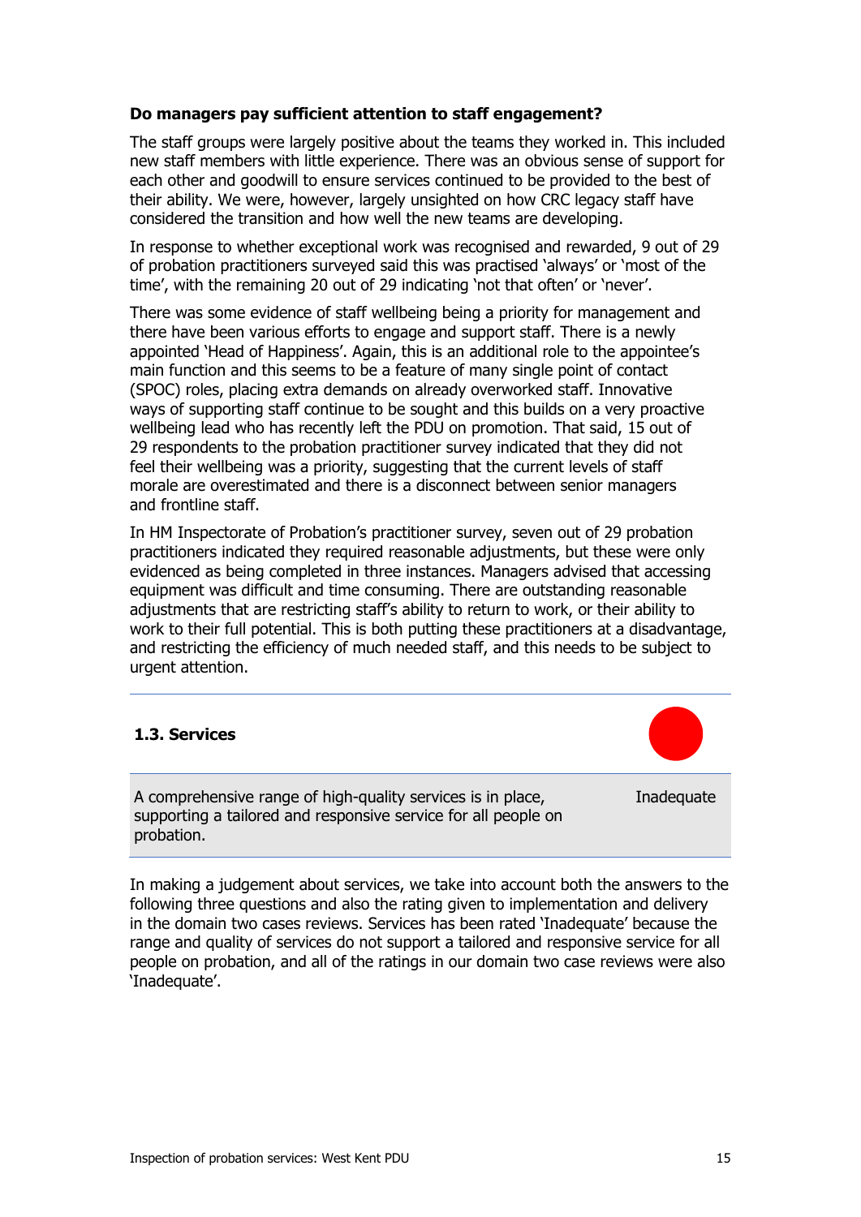**Do managers pay sufficient attention to staff engagement?**

The staff groups were largely positive about the teams they worked in. This included new staff members with little experience. There was an obvious sense of support for each other and goodwill to ensure services continued to be provided to the best of their ability. We were, however, largely unsighted on how CRC legacy staff have considered the transition and how well the new teams are developing.

In response to whether exceptional work was recognised and rewarded, 9 out of 29 of probation practitioners surveyed said this was practised 'always' or 'most of the time', with the remaining 20 out of 29 indicating 'not that often' or 'never'.

There was some evidence of staff wellbeing being a priority for management and there have been various efforts to engage and support staff. There is a newly appointed 'Head of Happiness'. Again, this is an additional role to the appointee's main function and this seems to be a feature of many single point of contact (SPOC) roles, placing extra demands on already overworked staff. Innovative ways of supporting staff continue to be sought and this builds on a very proactive wellbeing lead who has recently left the PDU on promotion. That said, 15 out of 29 respondents to the probation practitioner survey indicated that they did not feel their wellbeing was a priority, suggesting that the current levels of staff morale are overestimated and there is a disconnect between senior managers and frontline staff.

In HM Inspectorate of Probation's practitioner survey, seven out of 29 probation practitioners indicated they required reasonable adjustments, but these were only evidenced as being completed in three instances. Managers advised that accessing equipment was difficult and time consuming. There are outstanding reasonable adjustments that are restricting staff's ability to return to work, or their ability to work to their full potential. This is both putting these practitioners at a disadvantage, and restricting the efficiency of much needed staff, and this needs to be subject to urgent attention.

---

### 1.3. Services

| A comprehensive range of high-quality services is in place, supporting a tailored and responsive service for all people on probation. | Inadequate |
|---|---|

In making a judgement about services, we take into account both the answers to the following three questions and also the rating given to implementation and delivery in the domain two cases reviews. Services has been rated 'Inadequate' because the range and quality of services do not support a tailored and responsive service for all people on probation, and all of the ratings in our domain two case reviews were also 'Inadequate'.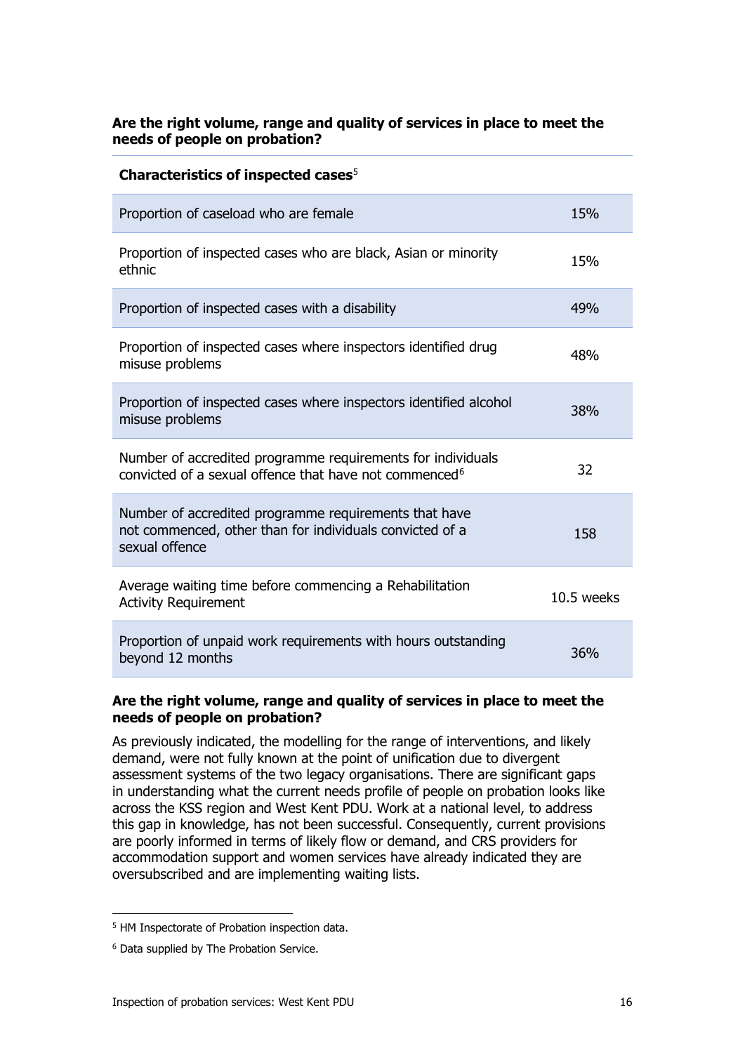**Are the right volume, range and quality of services in place to meet the needs of people on probation?**

| Characteristics of inspected cases[5] | |
|---|---|
| Proportion of caseload who are female | 15% |
| Proportion of inspected cases who are black, Asian or minority ethnic | 15% |
| Proportion of inspected cases with a disability | 49% |
| Proportion of inspected cases where inspectors identified drug misuse problems | 48% |
| Proportion of inspected cases where inspectors identified alcohol misuse problems | 38% |
| Number of accredited programme requirements for individuals convicted of a sexual offence that have not commenced[6] | 32 |
| Number of accredited programme requirements that have not commenced, other than for individuals convicted of a sexual offence | 158 |
| Average waiting time before commencing a Rehabilitation Activity Requirement | 10.5 weeks |
| Proportion of unpaid work requirements with hours outstanding beyond 12 months | 36% |

**Are the right volume, range and quality of services in place to meet the needs of people on probation?**

As previously indicated, the modelling for the range of interventions, and likely demand, were not fully known at the point of unification due to divergent assessment systems of the two legacy organisations. There are significant gaps in understanding what the current needs profile of people on probation looks like across the KSS region and West Kent PDU. Work at a national level, to address this gap in knowledge, has not been successful. Consequently, current provisions are poorly informed in terms of likely flow or demand, and CRS providers for accommodation support and women services have already indicated they are oversubscribed and are implementing waiting lists.

[5] HM Inspectorate of Probation inspection data.

[6] Data supplied by The Probation Service.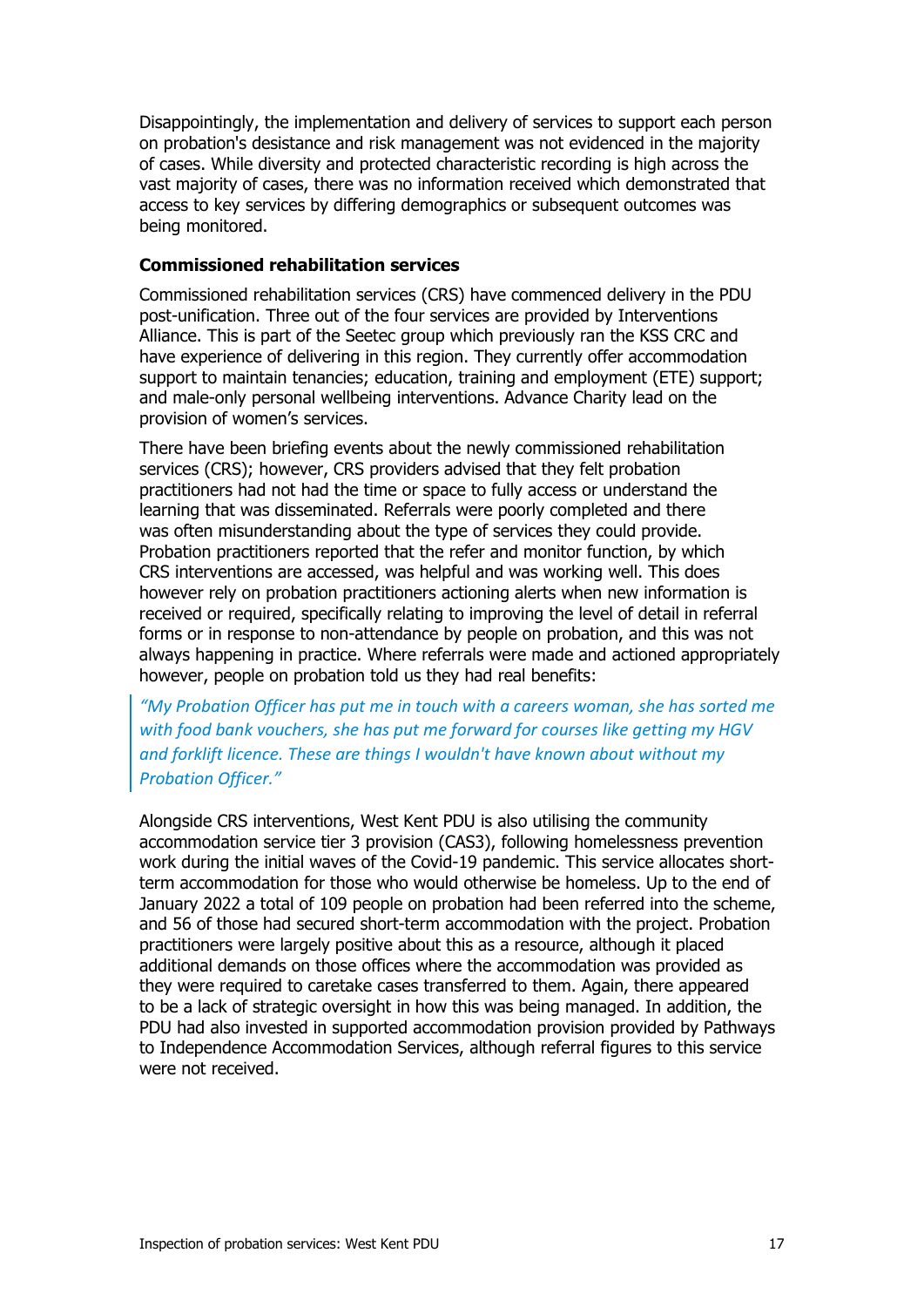Disappointingly, the implementation and delivery of services to support each person on probation's desistance and risk management was not evidenced in the majority of cases. While diversity and protected characteristic recording is high across the vast majority of cases, there was no information received which demonstrated that access to key services by differing demographics or subsequent outcomes was being monitored.

**Commissioned rehabilitation services**

Commissioned rehabilitation services (CRS) have commenced delivery in the PDU post-unification. Three out of the four services are provided by Interventions Alliance. This is part of the Seetec group which previously ran the KSS CRC and have experience of delivering in this region. They currently offer accommodation support to maintain tenancies; education, training and employment (ETE) support; and male-only personal wellbeing interventions. Advance Charity lead on the provision of women's services.

There have been briefing events about the newly commissioned rehabilitation services (CRS); however, CRS providers advised that they felt probation practitioners had not had the time or space to fully access or understand the learning that was disseminated. Referrals were poorly completed and there was often misunderstanding about the type of services they could provide. Probation practitioners reported that the refer and monitor function, by which CRS interventions are accessed, was helpful and was working well. This does however rely on probation practitioners actioning alerts when new information is received or required, specifically relating to improving the level of detail in referral forms or in response to non-attendance by people on probation, and this was not always happening in practice. Where referrals were made and actioned appropriately however, people on probation told us they had real benefits:

> *"My Probation Officer has put me in touch with a careers woman, she has sorted me with food bank vouchers, she has put me forward for courses like getting my HGV and forklift licence. These are things I wouldn't have known about without my Probation Officer."*

Alongside CRS interventions, West Kent PDU is also utilising the community accommodation service tier 3 provision (CAS3), following homelessness prevention work during the initial waves of the Covid-19 pandemic. This service allocates short-term accommodation for those who would otherwise be homeless. Up to the end of January 2022 a total of 109 people on probation had been referred into the scheme, and 56 of those had secured short-term accommodation with the project. Probation practitioners were largely positive about this as a resource, although it placed additional demands on those offices where the accommodation was provided as they were required to caretake cases transferred to them. Again, there appeared to be a lack of strategic oversight in how this was being managed. In addition, the PDU had also invested in supported accommodation provision provided by Pathways to Independence Accommodation Services, although referral figures to this service were not received.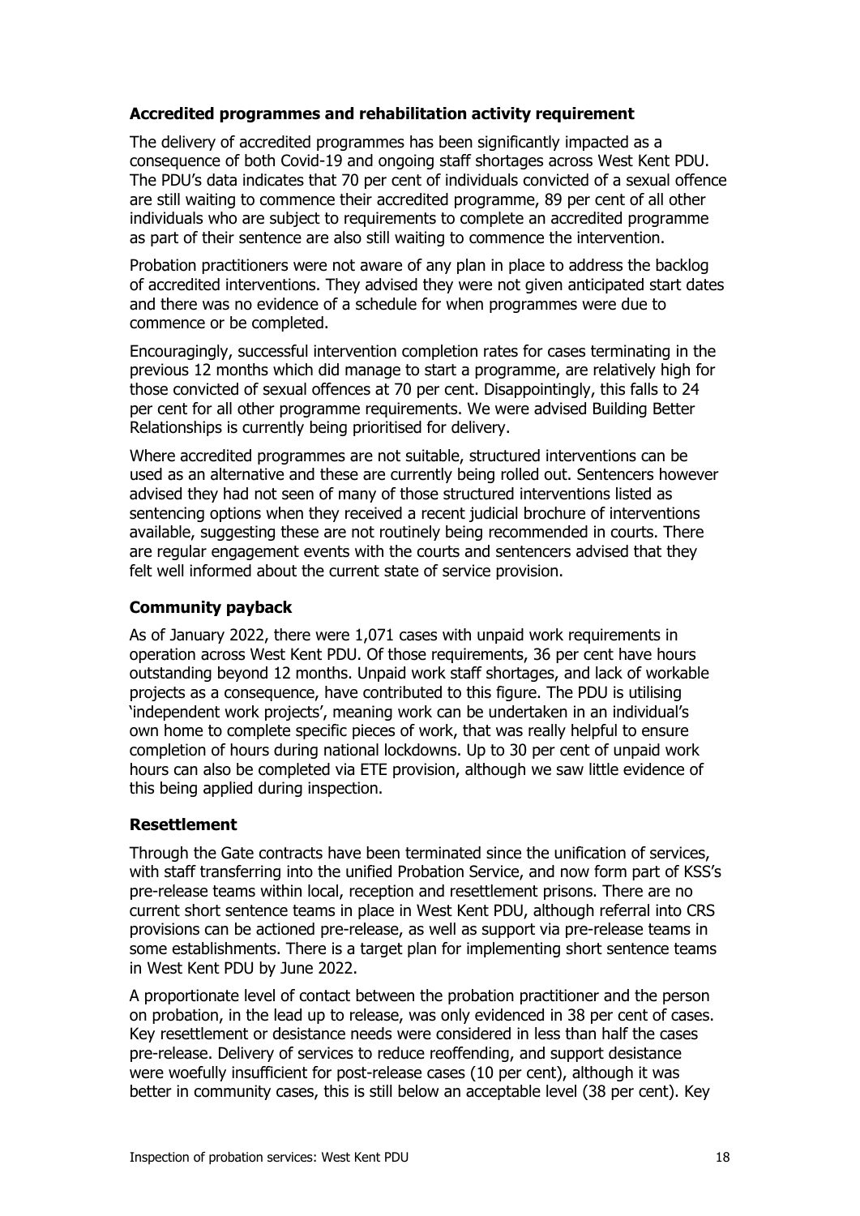### Accredited programmes and rehabilitation activity requirement

The delivery of accredited programmes has been significantly impacted as a consequence of both Covid-19 and ongoing staff shortages across West Kent PDU. The PDU's data indicates that 70 per cent of individuals convicted of a sexual offence are still waiting to commence their accredited programme, 89 per cent of all other individuals who are subject to requirements to complete an accredited programme as part of their sentence are also still waiting to commence the intervention.

Probation practitioners were not aware of any plan in place to address the backlog of accredited interventions. They advised they were not given anticipated start dates and there was no evidence of a schedule for when programmes were due to commence or be completed.

Encouragingly, successful intervention completion rates for cases terminating in the previous 12 months which did manage to start a programme, are relatively high for those convicted of sexual offences at 70 per cent. Disappointingly, this falls to 24 per cent for all other programme requirements. We were advised Building Better Relationships is currently being prioritised for delivery.

Where accredited programmes are not suitable, structured interventions can be used as an alternative and these are currently being rolled out. Sentencers however advised they had not seen of many of those structured interventions listed as sentencing options when they received a recent judicial brochure of interventions available, suggesting these are not routinely being recommended in courts. There are regular engagement events with the courts and sentencers advised that they felt well informed about the current state of service provision.

### Community payback

As of January 2022, there were 1,071 cases with unpaid work requirements in operation across West Kent PDU. Of those requirements, 36 per cent have hours outstanding beyond 12 months. Unpaid work staff shortages, and lack of workable projects as a consequence, have contributed to this figure. The PDU is utilising 'independent work projects', meaning work can be undertaken in an individual's own home to complete specific pieces of work, that was really helpful to ensure completion of hours during national lockdowns. Up to 30 per cent of unpaid work hours can also be completed via ETE provision, although we saw little evidence of this being applied during inspection.

### Resettlement

Through the Gate contracts have been terminated since the unification of services, with staff transferring into the unified Probation Service, and now form part of KSS's pre-release teams within local, reception and resettlement prisons. There are no current short sentence teams in place in West Kent PDU, although referral into CRS provisions can be actioned pre-release, as well as support via pre-release teams in some establishments. There is a target plan for implementing short sentence teams in West Kent PDU by June 2022.

A proportionate level of contact between the probation practitioner and the person on probation, in the lead up to release, was only evidenced in 38 per cent of cases. Key resettlement or desistance needs were considered in less than half the cases pre-release. Delivery of services to reduce reoffending, and support desistance were woefully insufficient for post-release cases (10 per cent), although it was better in community cases, this is still below an acceptable level (38 per cent). Key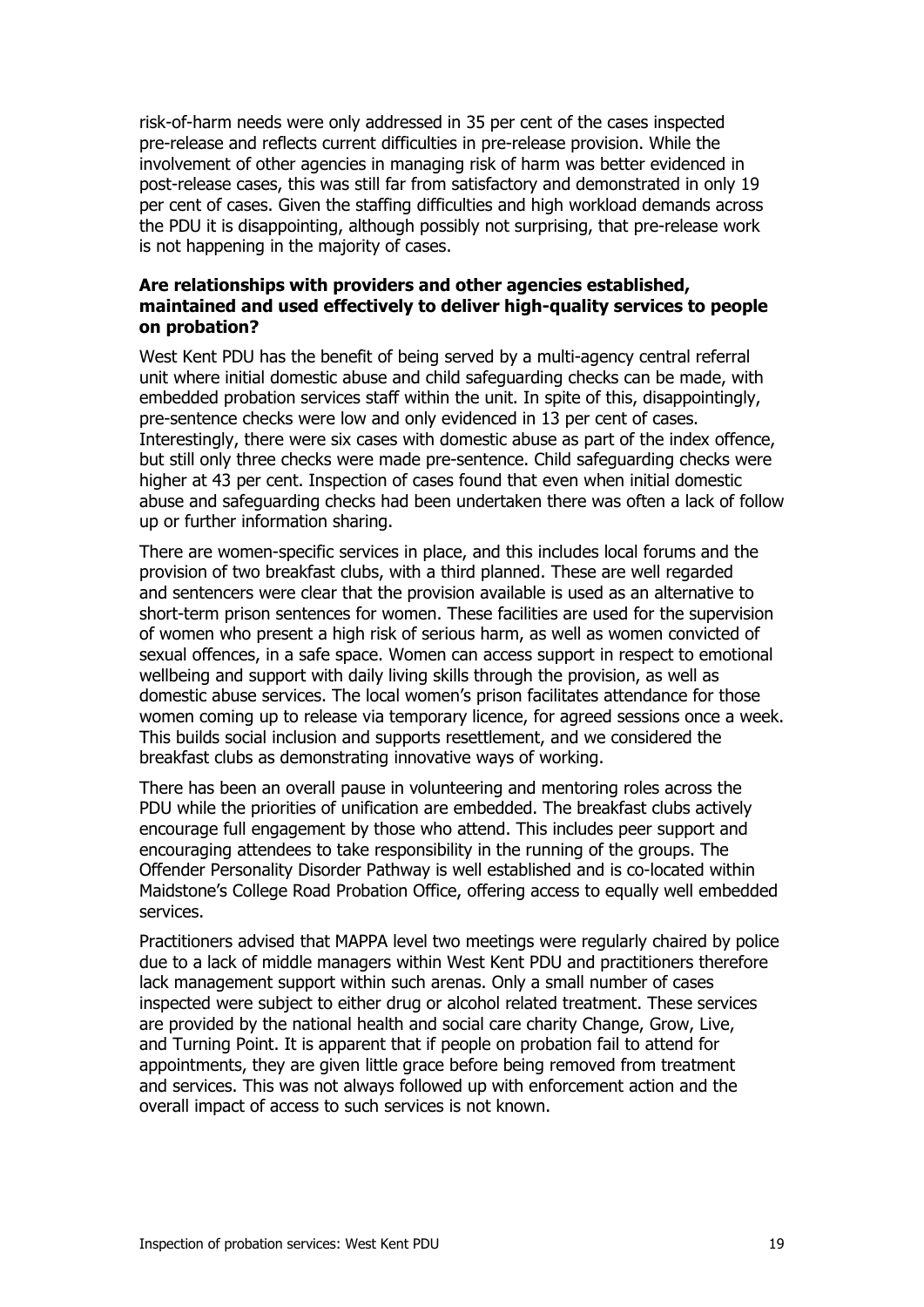risk-of-harm needs were only addressed in 35 per cent of the cases inspected pre-release and reflects current difficulties in pre-release provision. While the involvement of other agencies in managing risk of harm was better evidenced in post-release cases, this was still far from satisfactory and demonstrated in only 19 per cent of cases. Given the staffing difficulties and high workload demands across the PDU it is disappointing, although possibly not surprising, that pre-release work is not happening in the majority of cases.

**Are relationships with providers and other agencies established, maintained and used effectively to deliver high-quality services to people on probation?**

West Kent PDU has the benefit of being served by a multi-agency central referral unit where initial domestic abuse and child safeguarding checks can be made, with embedded probation services staff within the unit. In spite of this, disappointingly, pre-sentence checks were low and only evidenced in 13 per cent of cases. Interestingly, there were six cases with domestic abuse as part of the index offence, but still only three checks were made pre-sentence. Child safeguarding checks were higher at 43 per cent. Inspection of cases found that even when initial domestic abuse and safeguarding checks had been undertaken there was often a lack of follow up or further information sharing.

There are women-specific services in place, and this includes local forums and the provision of two breakfast clubs, with a third planned. These are well regarded and sentencers were clear that the provision available is used as an alternative to short-term prison sentences for women. These facilities are used for the supervision of women who present a high risk of serious harm, as well as women convicted of sexual offences, in a safe space. Women can access support in respect to emotional wellbeing and support with daily living skills through the provision, as well as domestic abuse services. The local women's prison facilitates attendance for those women coming up to release via temporary licence, for agreed sessions once a week. This builds social inclusion and supports resettlement, and we considered the breakfast clubs as demonstrating innovative ways of working.

There has been an overall pause in volunteering and mentoring roles across the PDU while the priorities of unification are embedded. The breakfast clubs actively encourage full engagement by those who attend. This includes peer support and encouraging attendees to take responsibility in the running of the groups. The Offender Personality Disorder Pathway is well established and is co-located within Maidstone's College Road Probation Office, offering access to equally well embedded services.

Practitioners advised that MAPPA level two meetings were regularly chaired by police due to a lack of middle managers within West Kent PDU and practitioners therefore lack management support within such arenas. Only a small number of cases inspected were subject to either drug or alcohol related treatment. These services are provided by the national health and social care charity Change, Grow, Live, and Turning Point. It is apparent that if people on probation fail to attend for appointments, they are given little grace before being removed from treatment and services. This was not always followed up with enforcement action and the overall impact of access to such services is not known.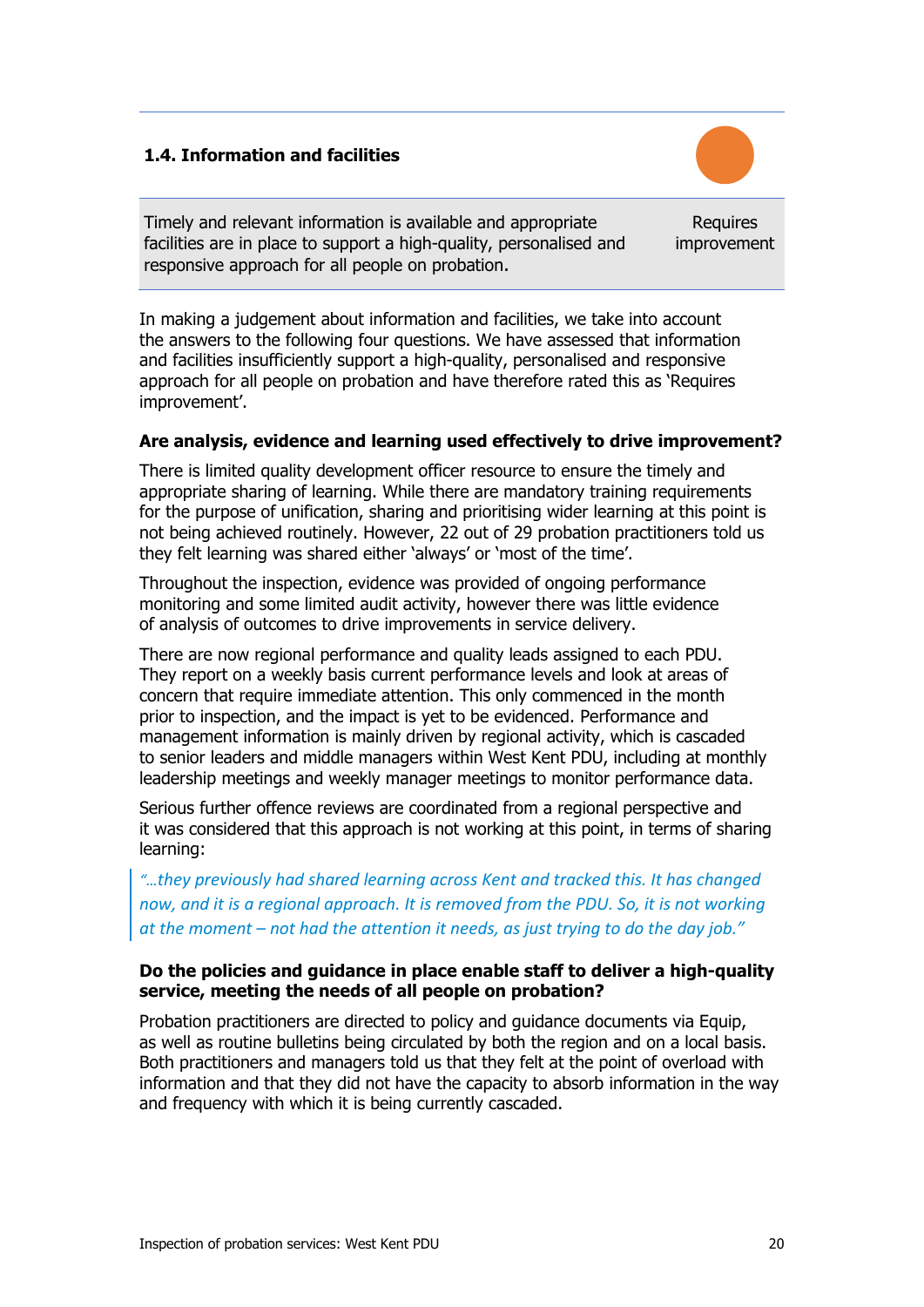### 1.4. Information and facilities

| Timely and relevant information is available and appropriate facilities are in place to support a high-quality, personalised and responsive approach for all people on probation. | Requires improvement |
|---|---|

In making a judgement about information and facilities, we take into account the answers to the following four questions. We have assessed that information and facilities insufficiently support a high-quality, personalised and responsive approach for all people on probation and have therefore rated this as 'Requires improvement'.

**Are analysis, evidence and learning used effectively to drive improvement?**

There is limited quality development officer resource to ensure the timely and appropriate sharing of learning. While there are mandatory training requirements for the purpose of unification, sharing and prioritising wider learning at this point is not being achieved routinely. However, 22 out of 29 probation practitioners told us they felt learning was shared either 'always' or 'most of the time'.

Throughout the inspection, evidence was provided of ongoing performance monitoring and some limited audit activity, however there was little evidence of analysis of outcomes to drive improvements in service delivery.

There are now regional performance and quality leads assigned to each PDU. They report on a weekly basis current performance levels and look at areas of concern that require immediate attention. This only commenced in the month prior to inspection, and the impact is yet to be evidenced. Performance and management information is mainly driven by regional activity, which is cascaded to senior leaders and middle managers within West Kent PDU, including at monthly leadership meetings and weekly manager meetings to monitor performance data.

Serious further offence reviews are coordinated from a regional perspective and it was considered that this approach is not working at this point, in terms of sharing learning:

> *"…they previously had shared learning across Kent and tracked this. It has changed now, and it is a regional approach. It is removed from the PDU. So, it is not working at the moment – not had the attention it needs, as just trying to do the day job."*

**Do the policies and guidance in place enable staff to deliver a high-quality service, meeting the needs of all people on probation?**

Probation practitioners are directed to policy and guidance documents via Equip, as well as routine bulletins being circulated by both the region and on a local basis. Both practitioners and managers told us that they felt at the point of overload with information and that they did not have the capacity to absorb information in the way and frequency with which it is being currently cascaded.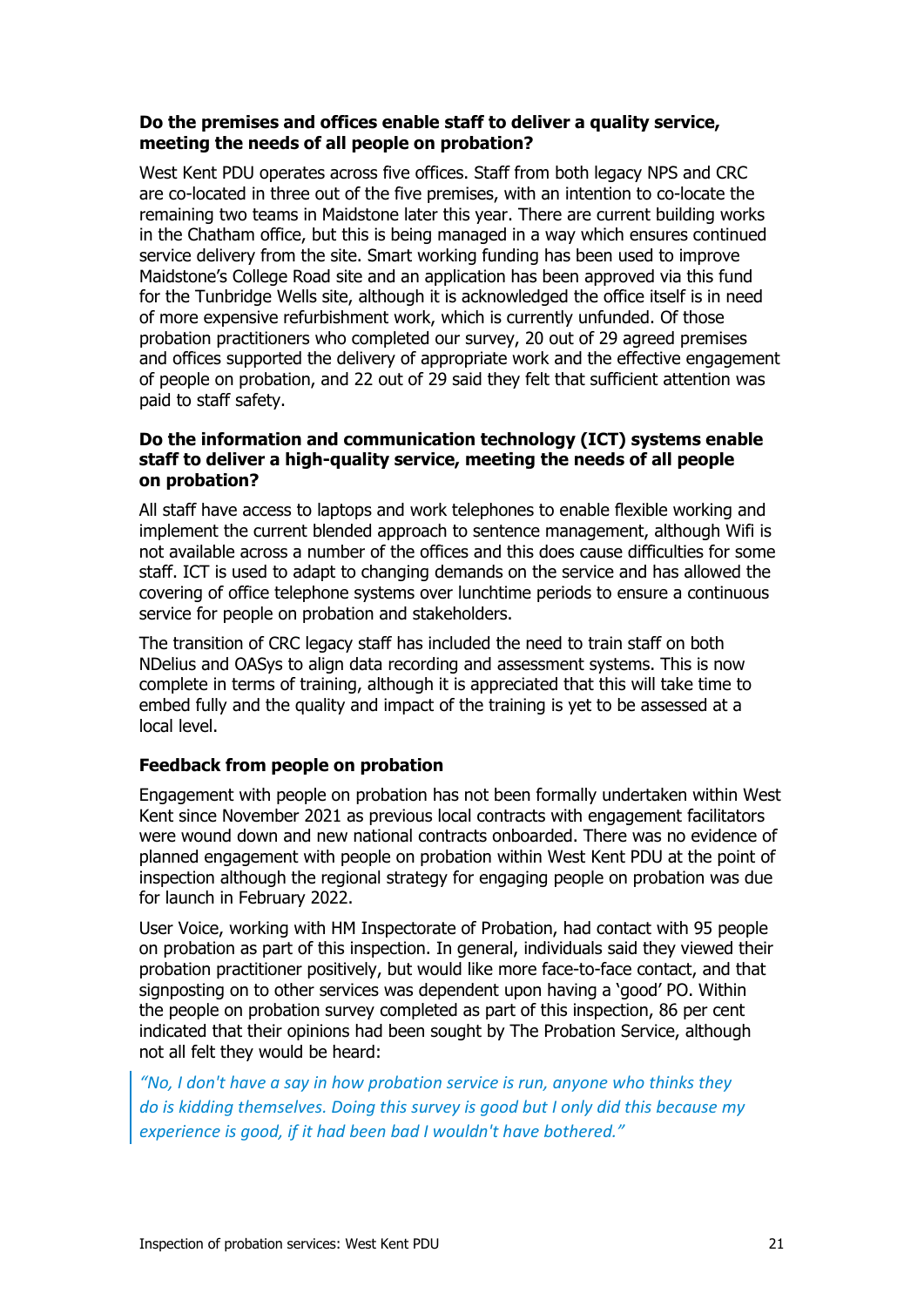**Do the premises and offices enable staff to deliver a quality service, meeting the needs of all people on probation?**

West Kent PDU operates across five offices. Staff from both legacy NPS and CRC are co-located in three out of the five premises, with an intention to co-locate the remaining two teams in Maidstone later this year. There are current building works in the Chatham office, but this is being managed in a way which ensures continued service delivery from the site. Smart working funding has been used to improve Maidstone's College Road site and an application has been approved via this fund for the Tunbridge Wells site, although it is acknowledged the office itself is in need of more expensive refurbishment work, which is currently unfunded. Of those probation practitioners who completed our survey, 20 out of 29 agreed premises and offices supported the delivery of appropriate work and the effective engagement of people on probation, and 22 out of 29 said they felt that sufficient attention was paid to staff safety.

**Do the information and communication technology (ICT) systems enable staff to deliver a high-quality service, meeting the needs of all people on probation?**

All staff have access to laptops and work telephones to enable flexible working and implement the current blended approach to sentence management, although Wifi is not available across a number of the offices and this does cause difficulties for some staff. ICT is used to adapt to changing demands on the service and has allowed the covering of office telephone systems over lunchtime periods to ensure a continuous service for people on probation and stakeholders.

The transition of CRC legacy staff has included the need to train staff on both NDelius and OASys to align data recording and assessment systems. This is now complete in terms of training, although it is appreciated that this will take time to embed fully and the quality and impact of the training is yet to be assessed at a local level.

**Feedback from people on probation**

Engagement with people on probation has not been formally undertaken within West Kent since November 2021 as previous local contracts with engagement facilitators were wound down and new national contracts onboarded. There was no evidence of planned engagement with people on probation within West Kent PDU at the point of inspection although the regional strategy for engaging people on probation was due for launch in February 2022.

User Voice, working with HM Inspectorate of Probation, had contact with 95 people on probation as part of this inspection. In general, individuals said they viewed their probation practitioner positively, but would like more face-to-face contact, and that signposting on to other services was dependent upon having a 'good' PO. Within the people on probation survey completed as part of this inspection, 86 per cent indicated that their opinions had been sought by The Probation Service, although not all felt they would be heard:

> *"No, I don't have a say in how probation service is run, anyone who thinks they do is kidding themselves. Doing this survey is good but I only did this because my experience is good, if it had been bad I wouldn't have bothered."*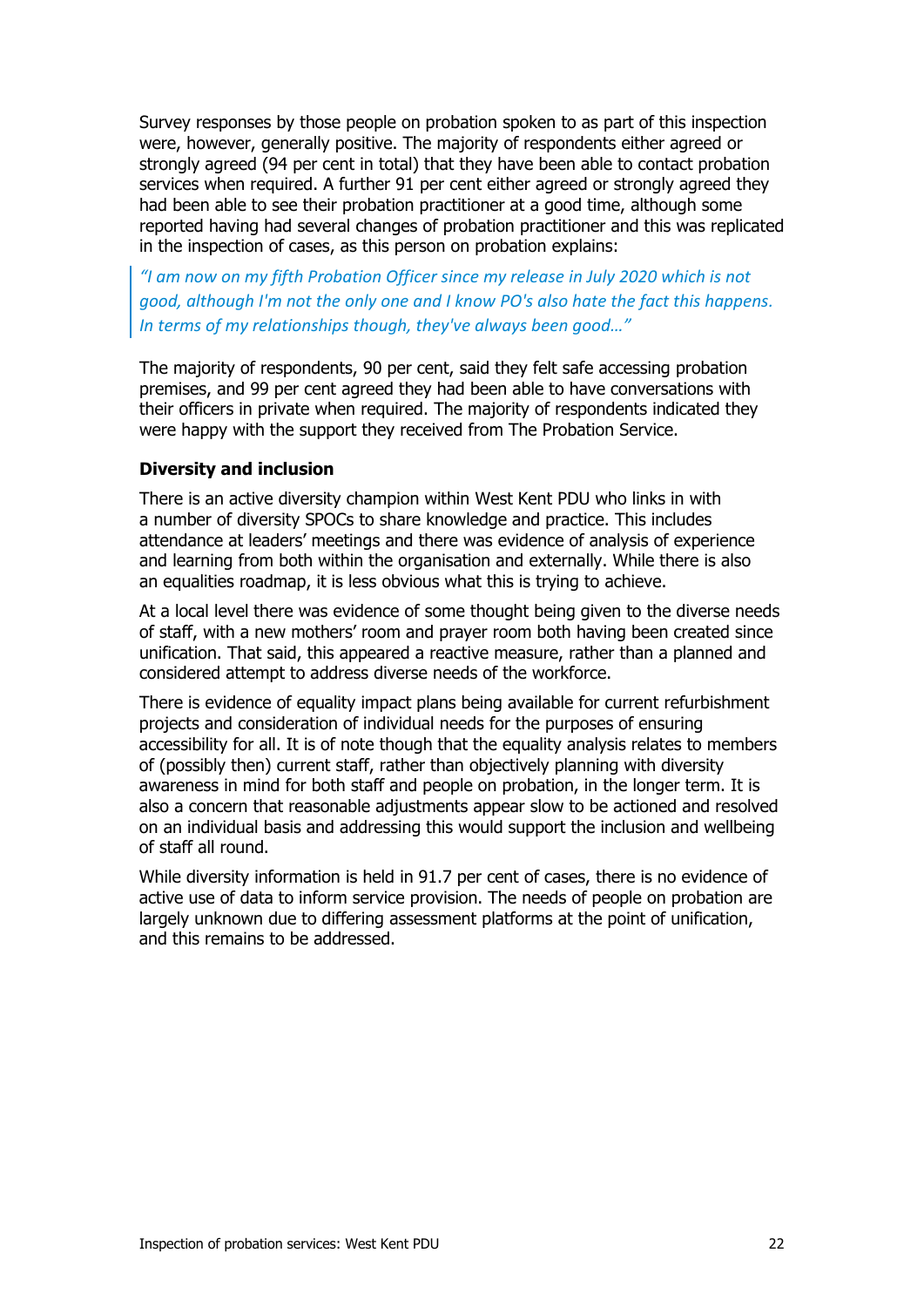Survey responses by those people on probation spoken to as part of this inspection were, however, generally positive. The majority of respondents either agreed or strongly agreed (94 per cent in total) that they have been able to contact probation services when required. A further 91 per cent either agreed or strongly agreed they had been able to see their probation practitioner at a good time, although some reported having had several changes of probation practitioner and this was replicated in the inspection of cases, as this person on probation explains:

> *"I am now on my fifth Probation Officer since my release in July 2020 which is not good, although I'm not the only one and I know PO's also hate the fact this happens. In terms of my relationships though, they've always been good…"*

The majority of respondents, 90 per cent, said they felt safe accessing probation premises, and 99 per cent agreed they had been able to have conversations with their officers in private when required. The majority of respondents indicated they were happy with the support they received from The Probation Service.

**Diversity and inclusion**

There is an active diversity champion within West Kent PDU who links in with a number of diversity SPOCs to share knowledge and practice. This includes attendance at leaders' meetings and there was evidence of analysis of experience and learning from both within the organisation and externally. While there is also an equalities roadmap, it is less obvious what this is trying to achieve.

At a local level there was evidence of some thought being given to the diverse needs of staff, with a new mothers' room and prayer room both having been created since unification. That said, this appeared a reactive measure, rather than a planned and considered attempt to address diverse needs of the workforce.

There is evidence of equality impact plans being available for current refurbishment projects and consideration of individual needs for the purposes of ensuring accessibility for all. It is of note though that the equality analysis relates to members of (possibly then) current staff, rather than objectively planning with diversity awareness in mind for both staff and people on probation, in the longer term. It is also a concern that reasonable adjustments appear slow to be actioned and resolved on an individual basis and addressing this would support the inclusion and wellbeing of staff all round.

While diversity information is held in 91.7 per cent of cases, there is no evidence of active use of data to inform service provision. The needs of people on probation are largely unknown due to differing assessment platforms at the point of unification, and this remains to be addressed.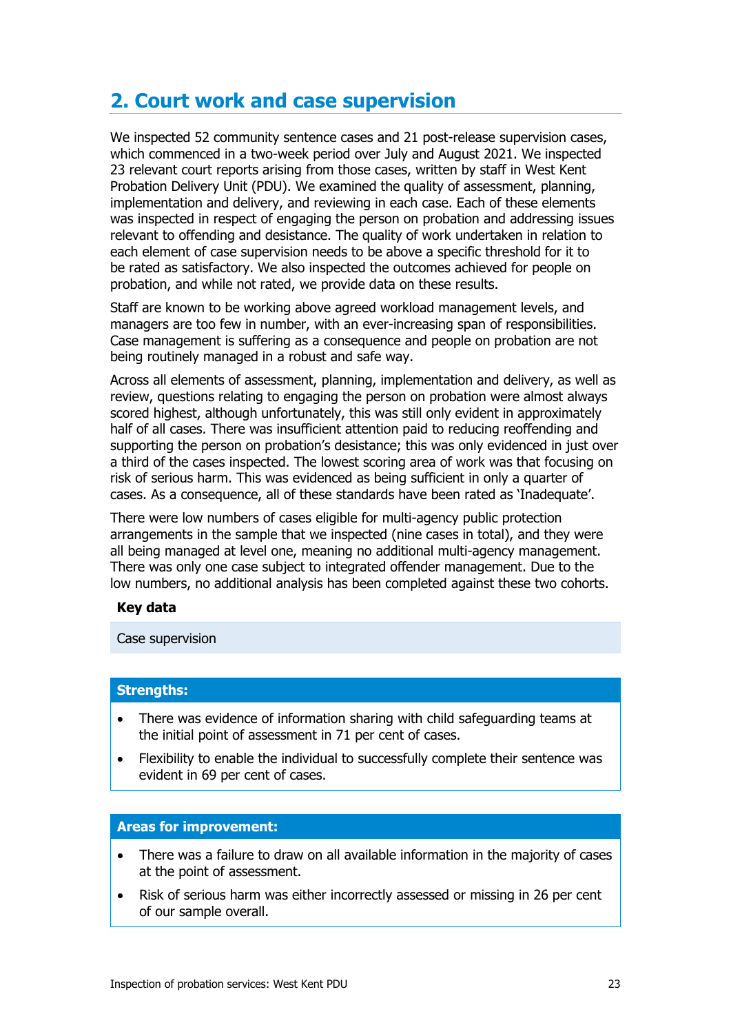## 2. Court work and case supervision

We inspected 52 community sentence cases and 21 post-release supervision cases, which commenced in a two-week period over July and August 2021. We inspected 23 relevant court reports arising from those cases, written by staff in West Kent Probation Delivery Unit (PDU). We examined the quality of assessment, planning, implementation and delivery, and reviewing in each case. Each of these elements was inspected in respect of engaging the person on probation and addressing issues relevant to offending and desistance. The quality of work undertaken in relation to each element of case supervision needs to be above a specific threshold for it to be rated as satisfactory. We also inspected the outcomes achieved for people on probation, and while not rated, we provide data on these results.

Staff are known to be working above agreed workload management levels, and managers are too few in number, with an ever-increasing span of responsibilities. Case management is suffering as a consequence and people on probation are not being routinely managed in a robust and safe way.

Across all elements of assessment, planning, implementation and delivery, as well as review, questions relating to engaging the person on probation were almost always scored highest, although unfortunately, this was still only evident in approximately half of all cases. There was insufficient attention paid to reducing reoffending and supporting the person on probation's desistance; this was only evidenced in just over a third of the cases inspected. The lowest scoring area of work was that focusing on risk of serious harm. This was evidenced as being sufficient in only a quarter of cases. As a consequence, all of these standards have been rated as 'Inadequate'.

There were low numbers of cases eligible for multi-agency public protection arrangements in the sample that we inspected (nine cases in total), and they were all being managed at level one, meaning no additional multi-agency management. There was only one case subject to integrated offender management. Due to the low numbers, no additional analysis has been completed against these two cohorts.

**Key data**

Case supervision

**Strengths:**

- There was evidence of information sharing with child safeguarding teams at the initial point of assessment in 71 per cent of cases.
- Flexibility to enable the individual to successfully complete their sentence was evident in 69 per cent of cases.

**Areas for improvement:**

- There was a failure to draw on all available information in the majority of cases at the point of assessment.
- Risk of serious harm was either incorrectly assessed or missing in 26 per cent of our sample overall.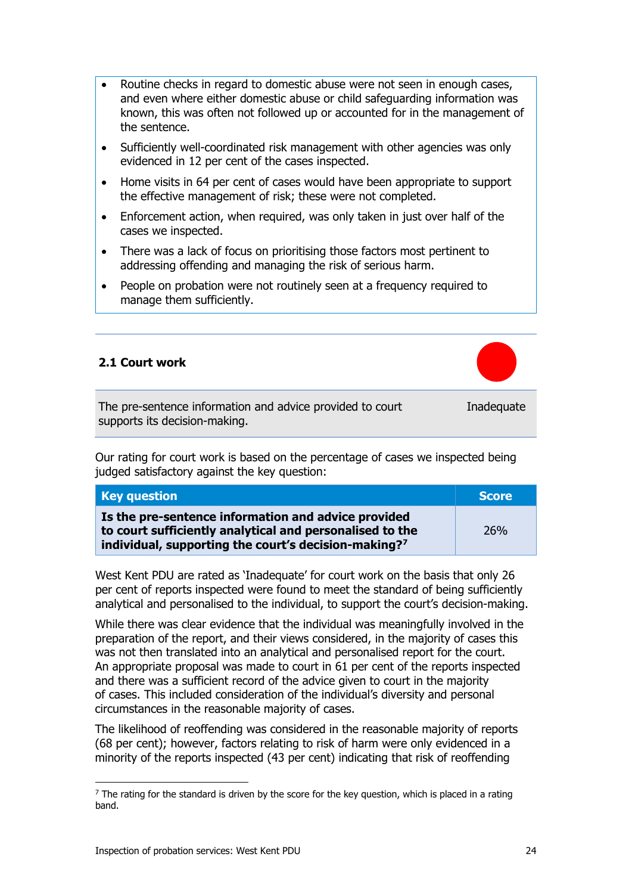- Routine checks in regard to domestic abuse were not seen in enough cases, and even where either domestic abuse or child safeguarding information was known, this was often not followed up or accounted for in the management of the sentence.
- Sufficiently well-coordinated risk management with other agencies was only evidenced in 12 per cent of the cases inspected.
- Home visits in 64 per cent of cases would have been appropriate to support the effective management of risk; these were not completed.
- Enforcement action, when required, was only taken in just over half of the cases we inspected.
- There was a lack of focus on prioritising those factors most pertinent to addressing offending and managing the risk of serious harm.
- People on probation were not routinely seen at a frequency required to manage them sufficiently.

### 2.1 Court work

| The pre-sentence information and advice provided to court supports its decision-making. | Inadequate |
|---|---|

Our rating for court work is based on the percentage of cases we inspected being judged satisfactory against the key question:

| Key question | Score |
|---|---|
| **Is the pre-sentence information and advice provided to court sufficiently analytical and personalised to the individual, supporting the court's decision-making?**[7] | 26% |

West Kent PDU are rated as 'Inadequate' for court work on the basis that only 26 per cent of reports inspected were found to meet the standard of being sufficiently analytical and personalised to the individual, to support the court's decision-making.

While there was clear evidence that the individual was meaningfully involved in the preparation of the report, and their views considered, in the majority of cases this was not then translated into an analytical and personalised report for the court. An appropriate proposal was made to court in 61 per cent of the reports inspected and there was a sufficient record of the advice given to court in the majority of cases. This included consideration of the individual's diversity and personal circumstances in the reasonable majority of cases.

The likelihood of reoffending was considered in the reasonable majority of reports (68 per cent); however, factors relating to risk of harm were only evidenced in a minority of the reports inspected (43 per cent) indicating that risk of reoffending

[7] The rating for the standard is driven by the score for the key question, which is placed in a rating band.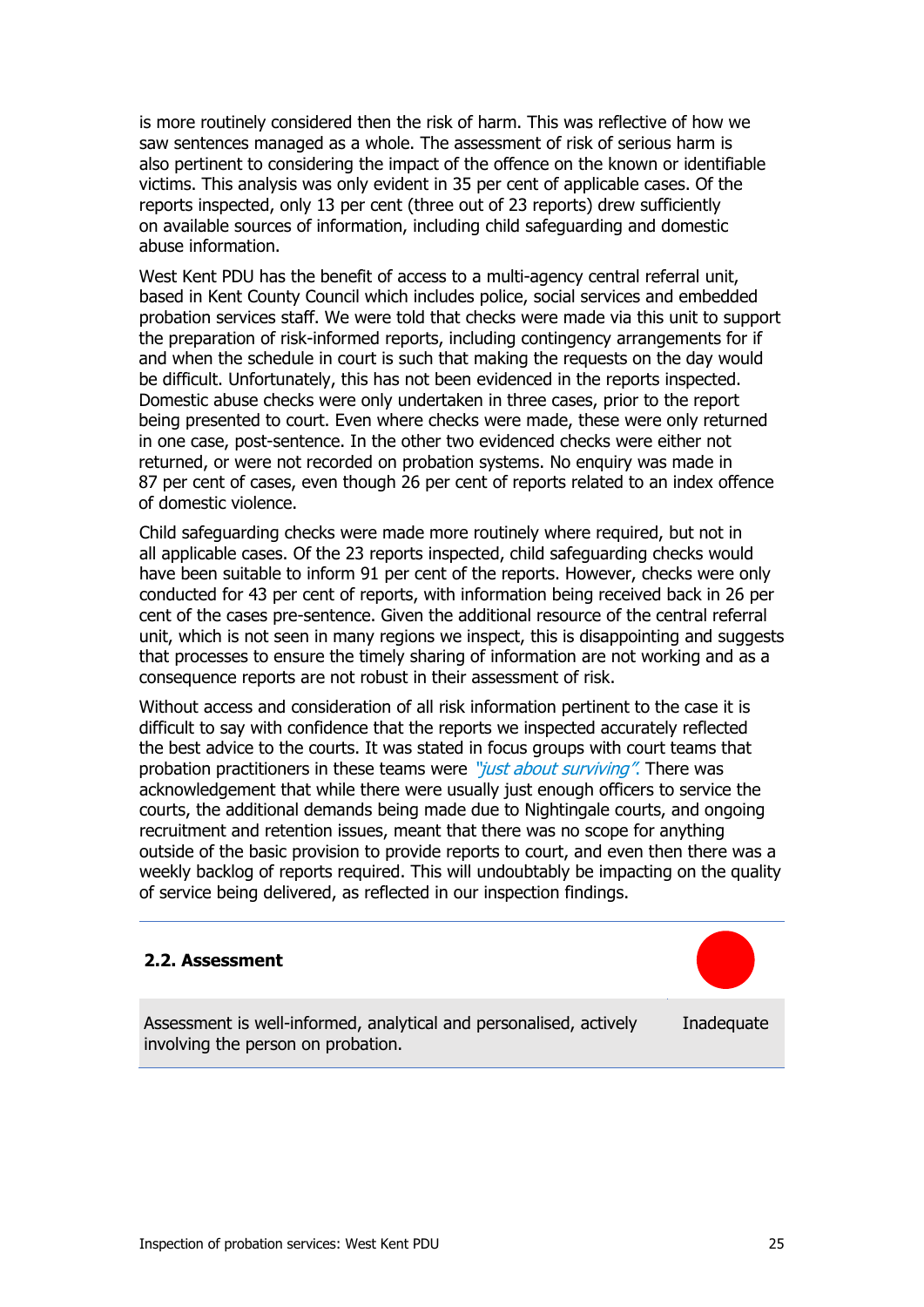is more routinely considered then the risk of harm. This was reflective of how we saw sentences managed as a whole. The assessment of risk of serious harm is also pertinent to considering the impact of the offence on the known or identifiable victims. This analysis was only evident in 35 per cent of applicable cases. Of the reports inspected, only 13 per cent (three out of 23 reports) drew sufficiently on available sources of information, including child safeguarding and domestic abuse information.

West Kent PDU has the benefit of access to a multi-agency central referral unit, based in Kent County Council which includes police, social services and embedded probation services staff. We were told that checks were made via this unit to support the preparation of risk-informed reports, including contingency arrangements for if and when the schedule in court is such that making the requests on the day would be difficult. Unfortunately, this has not been evidenced in the reports inspected. Domestic abuse checks were only undertaken in three cases, prior to the report being presented to court. Even where checks were made, these were only returned in one case, post-sentence. In the other two evidenced checks were either not returned, or were not recorded on probation systems. No enquiry was made in 87 per cent of cases, even though 26 per cent of reports related to an index offence of domestic violence.

Child safeguarding checks were made more routinely where required, but not in all applicable cases. Of the 23 reports inspected, child safeguarding checks would have been suitable to inform 91 per cent of the reports. However, checks were only conducted for 43 per cent of reports, with information being received back in 26 per cent of the cases pre-sentence. Given the additional resource of the central referral unit, which is not seen in many regions we inspect, this is disappointing and suggests that processes to ensure the timely sharing of information are not working and as a consequence reports are not robust in their assessment of risk.

Without access and consideration of all risk information pertinent to the case it is difficult to say with confidence that the reports we inspected accurately reflected the best advice to the courts. It was stated in focus groups with court teams that probation practitioners in these teams were *"just about surviving"*. There was acknowledgement that while there were usually just enough officers to service the courts, the additional demands being made due to Nightingale courts, and ongoing recruitment and retention issues, meant that there was no scope for anything outside of the basic provision to provide reports to court, and even then there was a weekly backlog of reports required. This will undoubtably be impacting on the quality of service being delivered, as reflected in our inspection findings.

### 2.2. Assessment

| Assessment is well-informed, analytical and personalised, actively involving the person on probation. | Inadequate |
|---|---|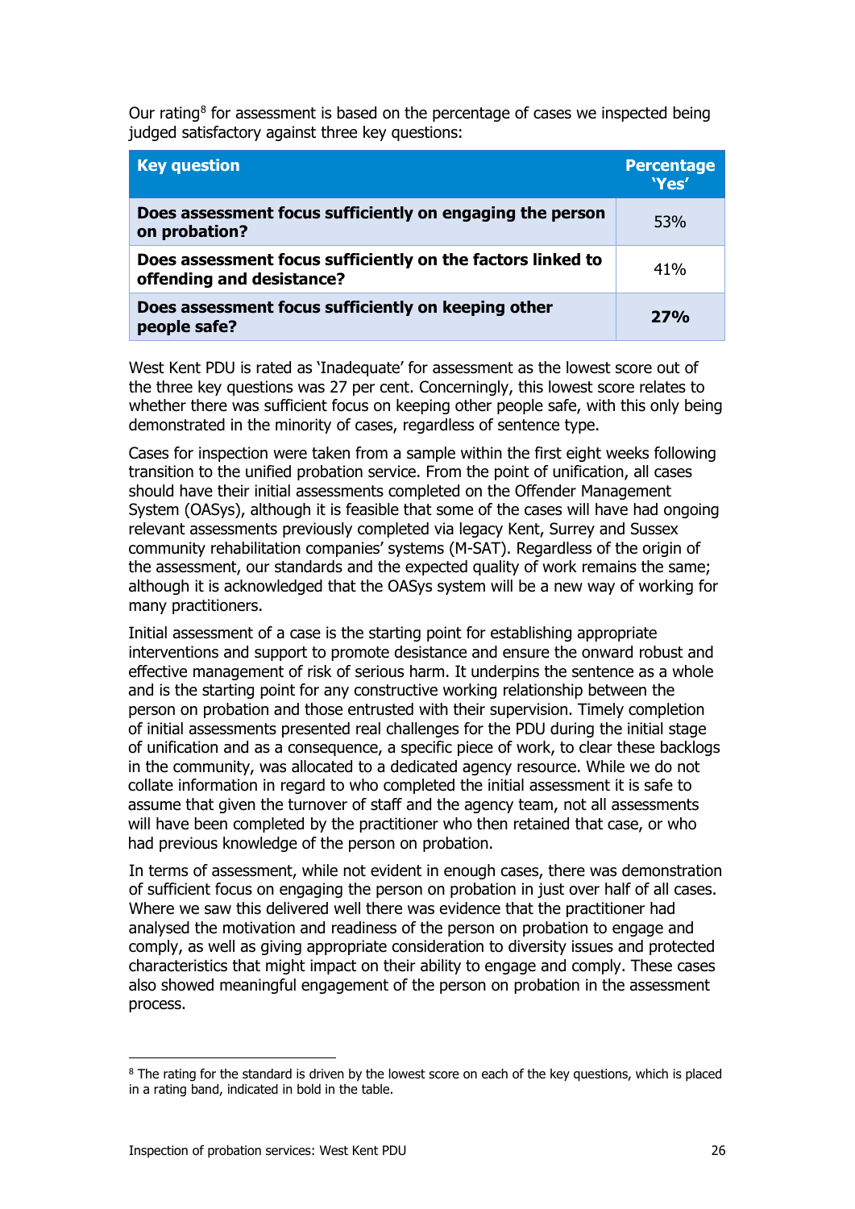Our rating[8] for assessment is based on the percentage of cases we inspected being judged satisfactory against three key questions:

| Key question | Percentage 'Yes' |
| --- | --- |
| **Does assessment focus sufficiently on engaging the person on probation?** | 53% |
| **Does assessment focus sufficiently on the factors linked to offending and desistance?** | 41% |
| **Does assessment focus sufficiently on keeping other people safe?** | **27%** |

West Kent PDU is rated as 'Inadequate' for assessment as the lowest score out of the three key questions was 27 per cent. Concerningly, this lowest score relates to whether there was sufficient focus on keeping other people safe, with this only being demonstrated in the minority of cases, regardless of sentence type.

Cases for inspection were taken from a sample within the first eight weeks following transition to the unified probation service. From the point of unification, all cases should have their initial assessments completed on the Offender Management System (OASys), although it is feasible that some of the cases will have had ongoing relevant assessments previously completed via legacy Kent, Surrey and Sussex community rehabilitation companies' systems (M-SAT). Regardless of the origin of the assessment, our standards and the expected quality of work remains the same; although it is acknowledged that the OASys system will be a new way of working for many practitioners.

Initial assessment of a case is the starting point for establishing appropriate interventions and support to promote desistance and ensure the onward robust and effective management of risk of serious harm. It underpins the sentence as a whole and is the starting point for any constructive working relationship between the person on probation and those entrusted with their supervision. Timely completion of initial assessments presented real challenges for the PDU during the initial stage of unification and as a consequence, a specific piece of work, to clear these backlogs in the community, was allocated to a dedicated agency resource. While we do not collate information in regard to who completed the initial assessment it is safe to assume that given the turnover of staff and the agency team, not all assessments will have been completed by the practitioner who then retained that case, or who had previous knowledge of the person on probation.

In terms of assessment, while not evident in enough cases, there was demonstration of sufficient focus on engaging the person on probation in just over half of all cases. Where we saw this delivered well there was evidence that the practitioner had analysed the motivation and readiness of the person on probation to engage and comply, as well as giving appropriate consideration to diversity issues and protected characteristics that might impact on their ability to engage and comply. These cases also showed meaningful engagement of the person on probation in the assessment process.

[8] The rating for the standard is driven by the lowest score on each of the key questions, which is placed in a rating band, indicated in bold in the table.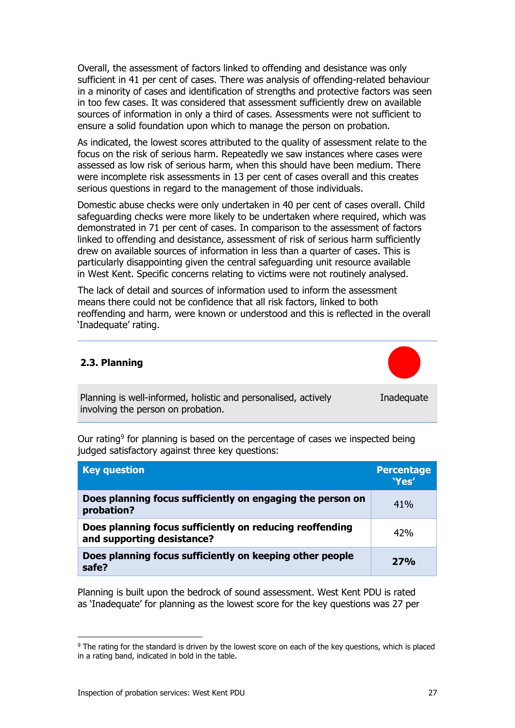Overall, the assessment of factors linked to offending and desistance was only sufficient in 41 per cent of cases. There was analysis of offending-related behaviour in a minority of cases and identification of strengths and protective factors was seen in too few cases. It was considered that assessment sufficiently drew on available sources of information in only a third of cases. Assessments were not sufficient to ensure a solid foundation upon which to manage the person on probation.

As indicated, the lowest scores attributed to the quality of assessment relate to the focus on the risk of serious harm. Repeatedly we saw instances where cases were assessed as low risk of serious harm, when this should have been medium. There were incomplete risk assessments in 13 per cent of cases overall and this creates serious questions in regard to the management of those individuals.

Domestic abuse checks were only undertaken in 40 per cent of cases overall. Child safeguarding checks were more likely to be undertaken where required, which was demonstrated in 71 per cent of cases. In comparison to the assessment of factors linked to offending and desistance, assessment of risk of serious harm sufficiently drew on available sources of information in less than a quarter of cases. This is particularly disappointing given the central safeguarding unit resource available in West Kent. Specific concerns relating to victims were not routinely analysed.

The lack of detail and sources of information used to inform the assessment means there could not be confidence that all risk factors, linked to both reoffending and harm, were known or understood and this is reflected in the overall 'Inadequate' rating.

### 2.3. Planning

| Planning is well-informed, holistic and personalised, actively involving the person on probation. | Inadequate |
|---|---|

Our rating[9] for planning is based on the percentage of cases we inspected being judged satisfactory against three key questions:

| Key question | Percentage 'Yes' |
|---|---|
| **Does planning focus sufficiently on engaging the person on probation?** | 41% |
| **Does planning focus sufficiently on reducing reoffending and supporting desistance?** | 42% |
| **Does planning focus sufficiently on keeping other people safe?** | **27%** |

Planning is built upon the bedrock of sound assessment. West Kent PDU is rated as 'Inadequate' for planning as the lowest score for the key questions was 27 per

[9] The rating for the standard is driven by the lowest score on each of the key questions, which is placed in a rating band, indicated in bold in the table.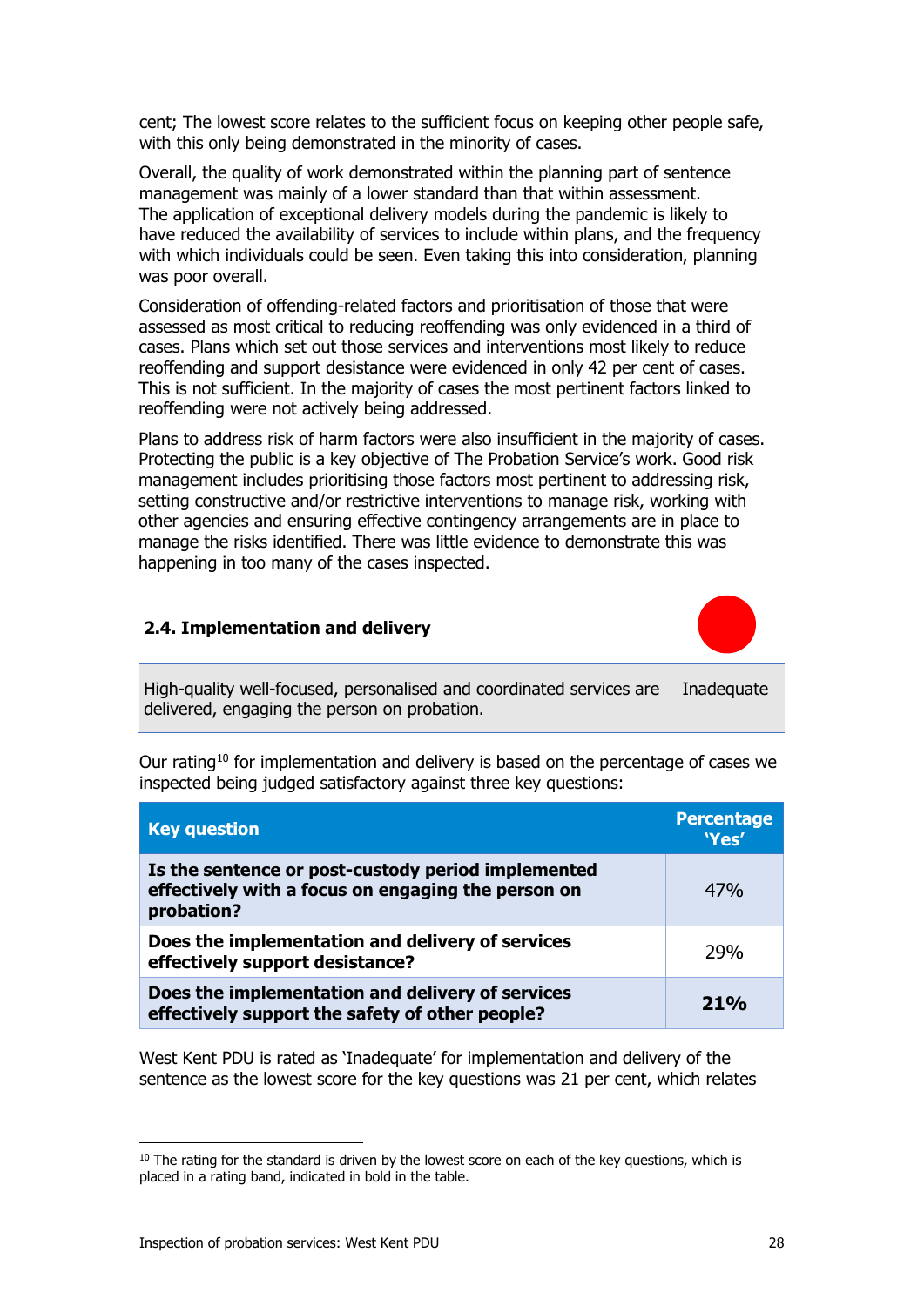cent; The lowest score relates to the sufficient focus on keeping other people safe, with this only being demonstrated in the minority of cases.

Overall, the quality of work demonstrated within the planning part of sentence management was mainly of a lower standard than that within assessment. The application of exceptional delivery models during the pandemic is likely to have reduced the availability of services to include within plans, and the frequency with which individuals could be seen. Even taking this into consideration, planning was poor overall.

Consideration of offending-related factors and prioritisation of those that were assessed as most critical to reducing reoffending was only evidenced in a third of cases. Plans which set out those services and interventions most likely to reduce reoffending and support desistance were evidenced in only 42 per cent of cases. This is not sufficient. In the majority of cases the most pertinent factors linked to reoffending were not actively being addressed.

Plans to address risk of harm factors were also insufficient in the majority of cases. Protecting the public is a key objective of The Probation Service's work. Good risk management includes prioritising those factors most pertinent to addressing risk, setting constructive and/or restrictive interventions to manage risk, working with other agencies and ensuring effective contingency arrangements are in place to manage the risks identified. There was little evidence to demonstrate this was happening in too many of the cases inspected.

### 2.4. Implementation and delivery

| High-quality well-focused, personalised and coordinated services are delivered, engaging the person on probation. | Inadequate |
|---|---|

Our rating[10] for implementation and delivery is based on the percentage of cases we inspected being judged satisfactory against three key questions:

| Key question | Percentage 'Yes' |
|---|---|
| **Is the sentence or post-custody period implemented effectively with a focus on engaging the person on probation?** | 47% |
| **Does the implementation and delivery of services effectively support desistance?** | 29% |
| **Does the implementation and delivery of services effectively support the safety of other people?** | **21%** |

West Kent PDU is rated as 'Inadequate' for implementation and delivery of the sentence as the lowest score for the key questions was 21 per cent, which relates

[10] The rating for the standard is driven by the lowest score on each of the key questions, which is placed in a rating band, indicated in bold in the table.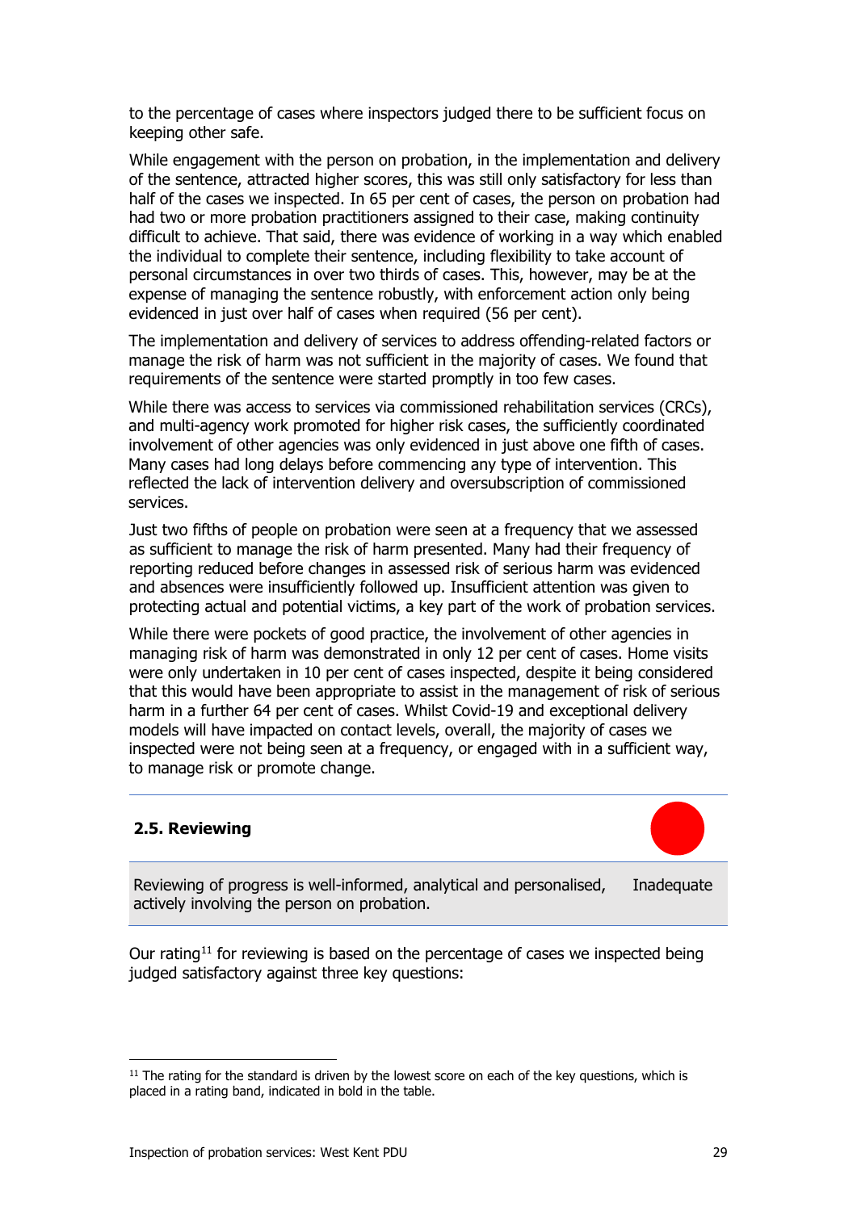to the percentage of cases where inspectors judged there to be sufficient focus on keeping other safe.

While engagement with the person on probation, in the implementation and delivery of the sentence, attracted higher scores, this was still only satisfactory for less than half of the cases we inspected. In 65 per cent of cases, the person on probation had had two or more probation practitioners assigned to their case, making continuity difficult to achieve. That said, there was evidence of working in a way which enabled the individual to complete their sentence, including flexibility to take account of personal circumstances in over two thirds of cases. This, however, may be at the expense of managing the sentence robustly, with enforcement action only being evidenced in just over half of cases when required (56 per cent).

The implementation and delivery of services to address offending-related factors or manage the risk of harm was not sufficient in the majority of cases. We found that requirements of the sentence were started promptly in too few cases.

While there was access to services via commissioned rehabilitation services (CRCs), and multi-agency work promoted for higher risk cases, the sufficiently coordinated involvement of other agencies was only evidenced in just above one fifth of cases. Many cases had long delays before commencing any type of intervention. This reflected the lack of intervention delivery and oversubscription of commissioned services.

Just two fifths of people on probation were seen at a frequency that we assessed as sufficient to manage the risk of harm presented. Many had their frequency of reporting reduced before changes in assessed risk of serious harm was evidenced and absences were insufficiently followed up. Insufficient attention was given to protecting actual and potential victims, a key part of the work of probation services.

While there were pockets of good practice, the involvement of other agencies in managing risk of harm was demonstrated in only 12 per cent of cases. Home visits were only undertaken in 10 per cent of cases inspected, despite it being considered that this would have been appropriate to assist in the management of risk of serious harm in a further 64 per cent of cases. Whilst Covid-19 and exceptional delivery models will have impacted on contact levels, overall, the majority of cases we inspected were not being seen at a frequency, or engaged with in a sufficient way, to manage risk or promote change.

### 2.5. Reviewing

| Reviewing of progress is well-informed, analytical and personalised, actively involving the person on probation. | Inadequate |
|---|---|

Our rating[11] for reviewing is based on the percentage of cases we inspected being judged satisfactory against three key questions:

[11] The rating for the standard is driven by the lowest score on each of the key questions, which is placed in a rating band, indicated in bold in the table.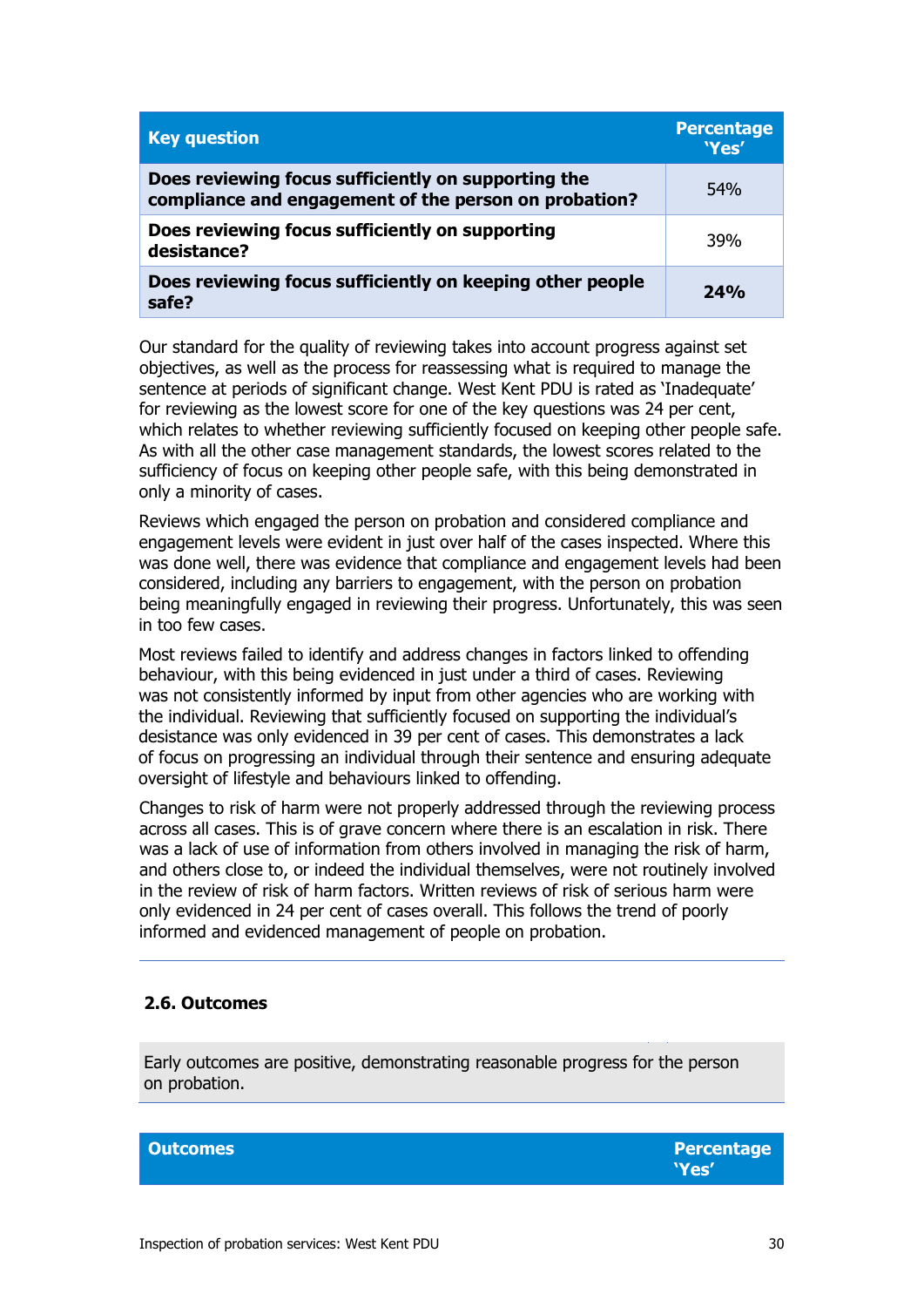| Key question | Percentage 'Yes' |
|---|---|
| **Does reviewing focus sufficiently on supporting the compliance and engagement of the person on probation?** | 54% |
| **Does reviewing focus sufficiently on supporting desistance?** | 39% |
| **Does reviewing focus sufficiently on keeping other people safe?** | **24%** |

Our standard for the quality of reviewing takes into account progress against set objectives, as well as the process for reassessing what is required to manage the sentence at periods of significant change. West Kent PDU is rated as 'Inadequate' for reviewing as the lowest score for one of the key questions was 24 per cent, which relates to whether reviewing sufficiently focused on keeping other people safe. As with all the other case management standards, the lowest scores related to the sufficiency of focus on keeping other people safe, with this being demonstrated in only a minority of cases.

Reviews which engaged the person on probation and considered compliance and engagement levels were evident in just over half of the cases inspected. Where this was done well, there was evidence that compliance and engagement levels had been considered, including any barriers to engagement, with the person on probation being meaningfully engaged in reviewing their progress. Unfortunately, this was seen in too few cases.

Most reviews failed to identify and address changes in factors linked to offending behaviour, with this being evidenced in just under a third of cases. Reviewing was not consistently informed by input from other agencies who are working with the individual. Reviewing that sufficiently focused on supporting the individual's desistance was only evidenced in 39 per cent of cases. This demonstrates a lack of focus on progressing an individual through their sentence and ensuring adequate oversight of lifestyle and behaviours linked to offending.

Changes to risk of harm were not properly addressed through the reviewing process across all cases. This is of grave concern where there is an escalation in risk. There was a lack of use of information from others involved in managing the risk of harm, and others close to, or indeed the individual themselves, were not routinely involved in the review of risk of harm factors. Written reviews of risk of serious harm were only evidenced in 24 per cent of cases overall. This follows the trend of poorly informed and evidenced management of people on probation.

### 2.6. Outcomes

Early outcomes are positive, demonstrating reasonable progress for the person on probation.

| Outcomes | Percentage 'Yes' |
|---|---|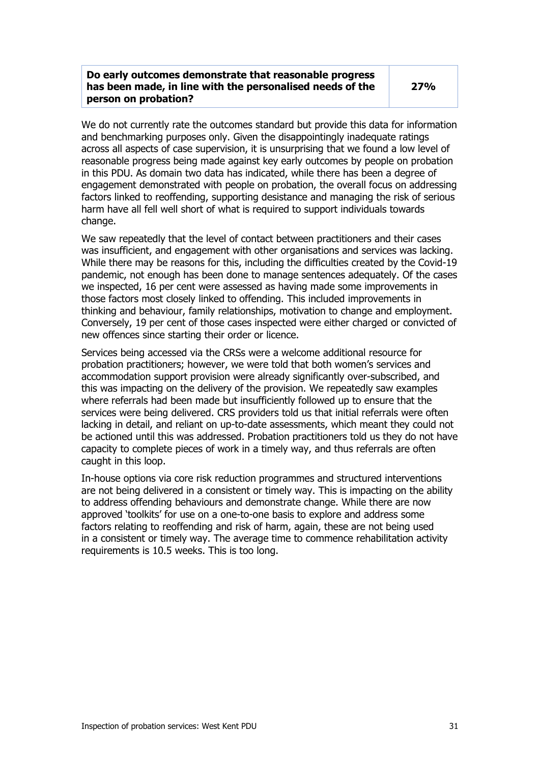| **Do early outcomes demonstrate that reasonable progress has been made, in line with the personalised needs of the person on probation?** | **27%** |
|---|---|

We do not currently rate the outcomes standard but provide this data for information and benchmarking purposes only. Given the disappointingly inadequate ratings across all aspects of case supervision, it is unsurprising that we found a low level of reasonable progress being made against key early outcomes by people on probation in this PDU. As domain two data has indicated, while there has been a degree of engagement demonstrated with people on probation, the overall focus on addressing factors linked to reoffending, supporting desistance and managing the risk of serious harm have all fell well short of what is required to support individuals towards change.

We saw repeatedly that the level of contact between practitioners and their cases was insufficient, and engagement with other organisations and services was lacking. While there may be reasons for this, including the difficulties created by the Covid-19 pandemic, not enough has been done to manage sentences adequately. Of the cases we inspected, 16 per cent were assessed as having made some improvements in those factors most closely linked to offending. This included improvements in thinking and behaviour, family relationships, motivation to change and employment. Conversely, 19 per cent of those cases inspected were either charged or convicted of new offences since starting their order or licence.

Services being accessed via the CRSs were a welcome additional resource for probation practitioners; however, we were told that both women's services and accommodation support provision were already significantly over-subscribed, and this was impacting on the delivery of the provision. We repeatedly saw examples where referrals had been made but insufficiently followed up to ensure that the services were being delivered. CRS providers told us that initial referrals were often lacking in detail, and reliant on up-to-date assessments, which meant they could not be actioned until this was addressed. Probation practitioners told us they do not have capacity to complete pieces of work in a timely way, and thus referrals are often caught in this loop.

In-house options via core risk reduction programmes and structured interventions are not being delivered in a consistent or timely way. This is impacting on the ability to address offending behaviours and demonstrate change. While there are now approved 'toolkits' for use on a one-to-one basis to explore and address some factors relating to reoffending and risk of harm, again, these are not being used in a consistent or timely way. The average time to commence rehabilitation activity requirements is 10.5 weeks. This is too long.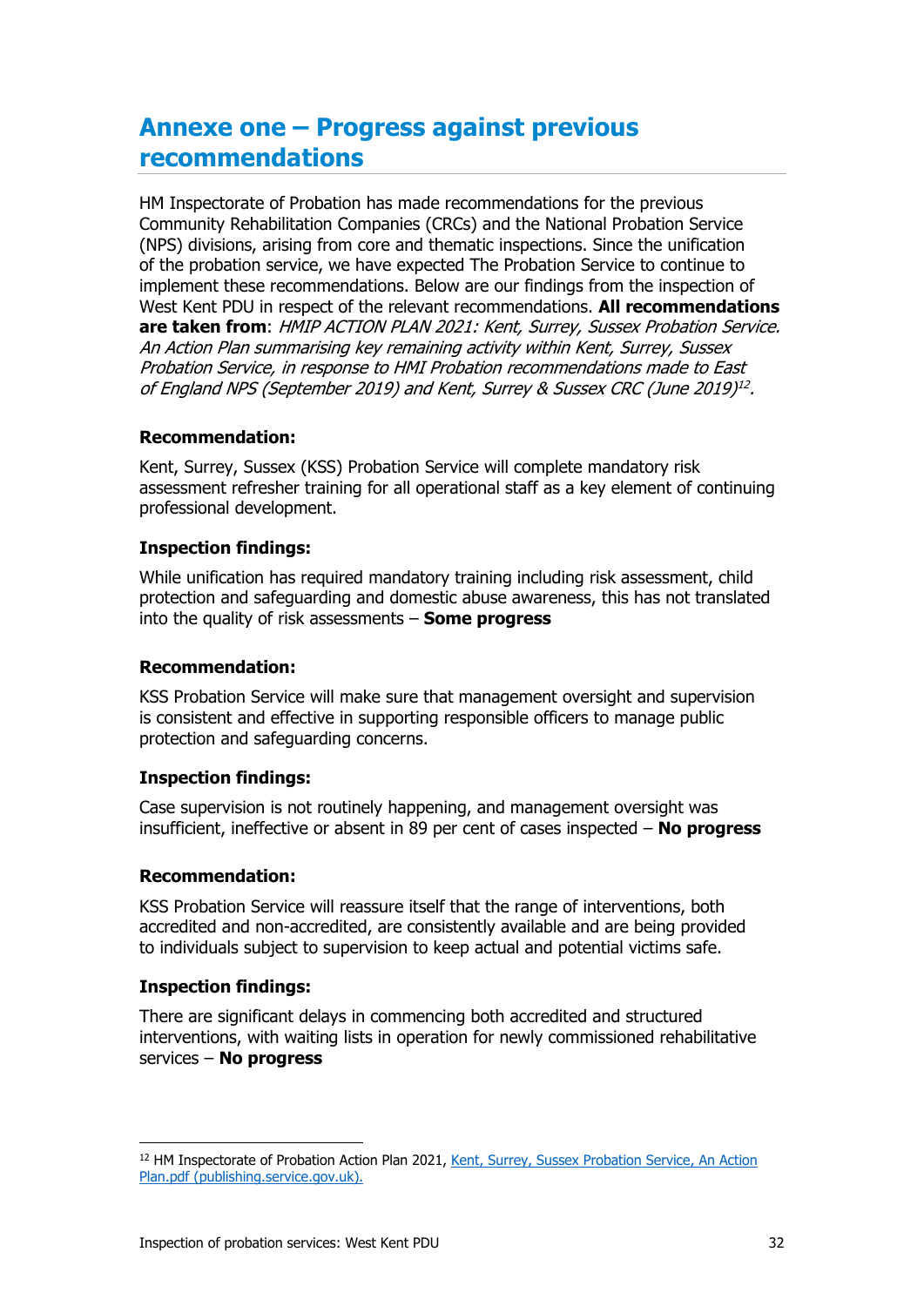## Annexe one – Progress against previous recommendations

HM Inspectorate of Probation has made recommendations for the previous Community Rehabilitation Companies (CRCs) and the National Probation Service (NPS) divisions, arising from core and thematic inspections. Since the unification of the probation service, we have expected The Probation Service to continue to implement these recommendations. Below are our findings from the inspection of West Kent PDU in respect of the relevant recommendations. **All recommendations are taken from**: *HMIP ACTION PLAN 2021: Kent, Surrey, Sussex Probation Service. An Action Plan summarising key remaining activity within Kent, Surrey, Sussex Probation Service, in response to HMI Probation recommendations made to East of England NPS (September 2019) and Kent, Surrey & Sussex CRC (June 2019)*[12].

**Recommendation:**

Kent, Surrey, Sussex (KSS) Probation Service will complete mandatory risk assessment refresher training for all operational staff as a key element of continuing professional development.

**Inspection findings:**

While unification has required mandatory training including risk assessment, child protection and safeguarding and domestic abuse awareness, this has not translated into the quality of risk assessments – **Some progress**

**Recommendation:**

KSS Probation Service will make sure that management oversight and supervision is consistent and effective in supporting responsible officers to manage public protection and safeguarding concerns.

**Inspection findings:**

Case supervision is not routinely happening, and management oversight was insufficient, ineffective or absent in 89 per cent of cases inspected – **No progress**

**Recommendation:**

KSS Probation Service will reassure itself that the range of interventions, both accredited and non-accredited, are consistently available and are being provided to individuals subject to supervision to keep actual and potential victims safe.

**Inspection findings:**

There are significant delays in commencing both accredited and structured interventions, with waiting lists in operation for newly commissioned rehabilitative services – **No progress**

---

[12] HM Inspectorate of Probation Action Plan 2021, [Kent, Surrey, Sussex Probation Service, An Action Plan.pdf (publishing.service.gov.uk).](Kent, Surrey, Sussex Probation Service, An Action Plan.pdf (publishing.service.gov.uk))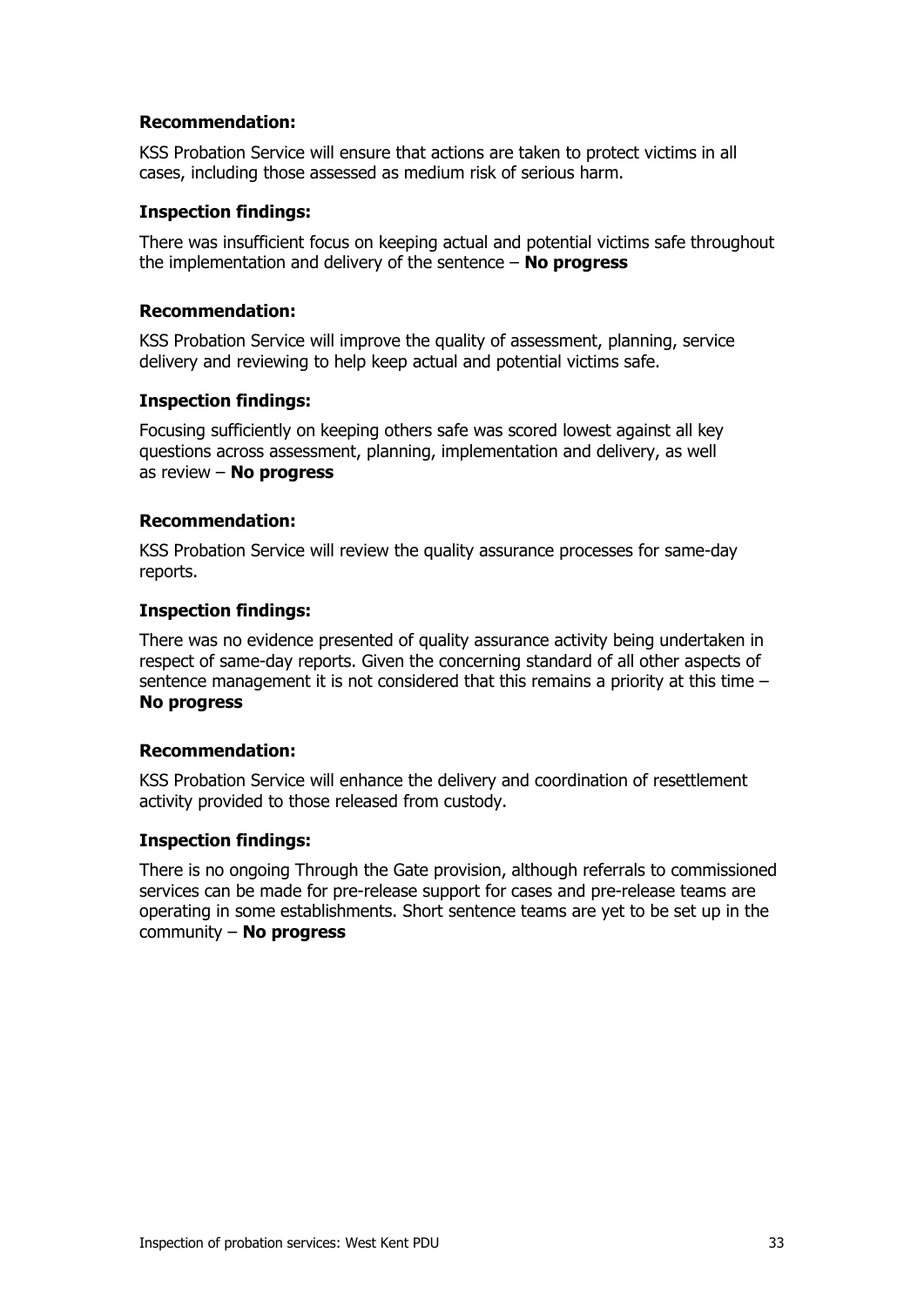**Recommendation:**

KSS Probation Service will ensure that actions are taken to protect victims in all cases, including those assessed as medium risk of serious harm.

**Inspection findings:**

There was insufficient focus on keeping actual and potential victims safe throughout the implementation and delivery of the sentence – **No progress**

**Recommendation:**

KSS Probation Service will improve the quality of assessment, planning, service delivery and reviewing to help keep actual and potential victims safe.

**Inspection findings:**

Focusing sufficiently on keeping others safe was scored lowest against all key questions across assessment, planning, implementation and delivery, as well as review – **No progress**

**Recommendation:**

KSS Probation Service will review the quality assurance processes for same-day reports.

**Inspection findings:**

There was no evidence presented of quality assurance activity being undertaken in respect of same-day reports. Given the concerning standard of all other aspects of sentence management it is not considered that this remains a priority at this time – **No progress**

**Recommendation:**

KSS Probation Service will enhance the delivery and coordination of resettlement activity provided to those released from custody.

**Inspection findings:**

There is no ongoing Through the Gate provision, although referrals to commissioned services can be made for pre-release support for cases and pre-release teams are operating in some establishments. Short sentence teams are yet to be set up in the community – **No progress**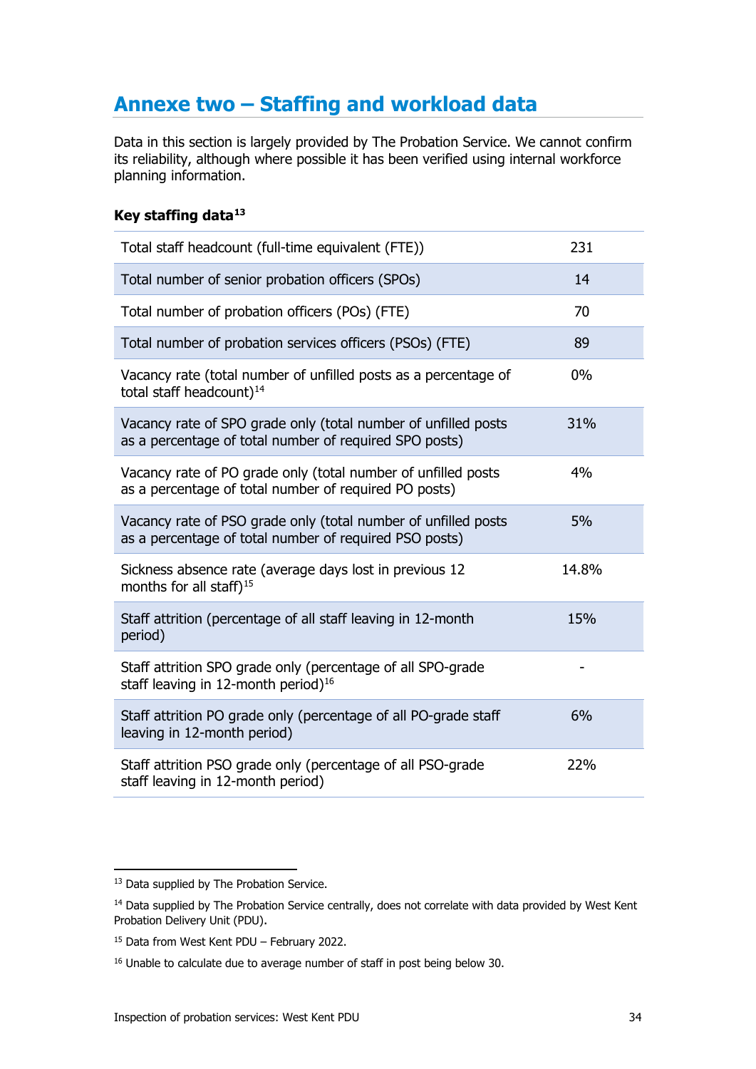## Annexe two – Staffing and workload data

Data in this section is largely provided by The Probation Service. We cannot confirm its reliability, although where possible it has been verified using internal workforce planning information.

**Key staffing data**[13]

| | |
|---|---|
| Total staff headcount (full-time equivalent (FTE)) | 231 |
| Total number of senior probation officers (SPOs) | 14 |
| Total number of probation officers (POs) (FTE) | 70 |
| Total number of probation services officers (PSOs) (FTE) | 89 |
| Vacancy rate (total number of unfilled posts as a percentage of total staff headcount)[14] | 0% |
| Vacancy rate of SPO grade only (total number of unfilled posts as a percentage of total number of required SPO posts) | 31% |
| Vacancy rate of PO grade only (total number of unfilled posts as a percentage of total number of required PO posts) | 4% |
| Vacancy rate of PSO grade only (total number of unfilled posts as a percentage of total number of required PSO posts) | 5% |
| Sickness absence rate (average days lost in previous 12 months for all staff)[15] | 14.8% |
| Staff attrition (percentage of all staff leaving in 12-month period) | 15% |
| Staff attrition SPO grade only (percentage of all SPO-grade staff leaving in 12-month period)[16] | - |
| Staff attrition PO grade only (percentage of all PO-grade staff leaving in 12-month period) | 6% |
| Staff attrition PSO grade only (percentage of all PSO-grade staff leaving in 12-month period) | 22% |

[13] Data supplied by The Probation Service.

[14] Data supplied by The Probation Service centrally, does not correlate with data provided by West Kent Probation Delivery Unit (PDU).

[15] Data from West Kent PDU – February 2022.

[16] Unable to calculate due to average number of staff in post being below 30.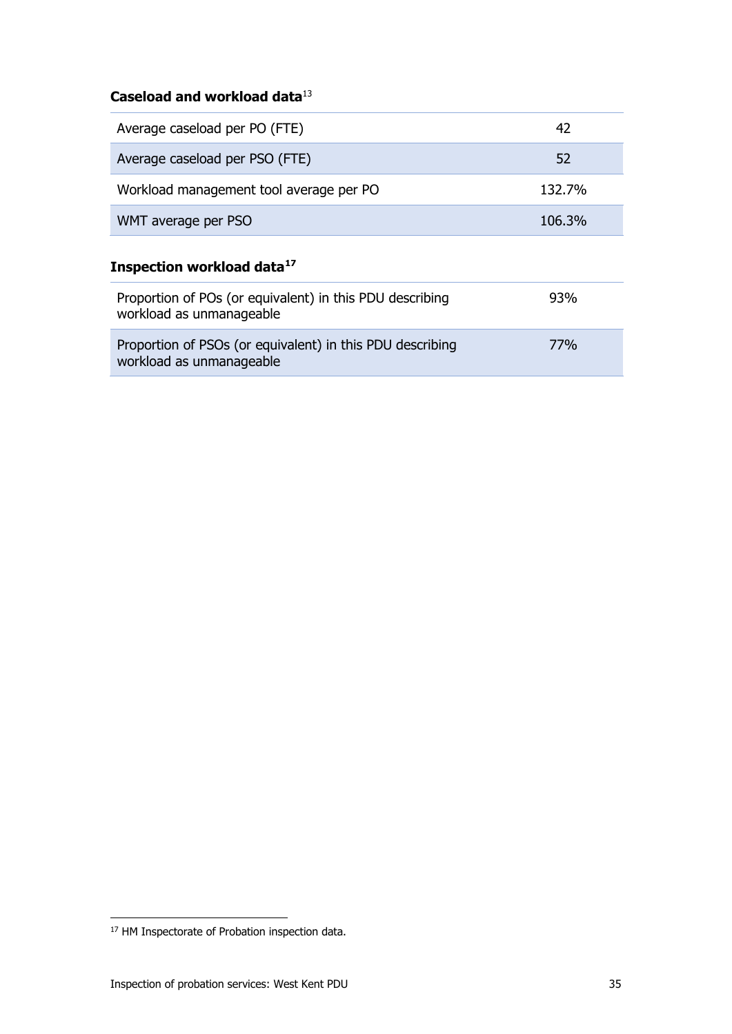### Caseload and workload data[13]

| | |
|---|---|
| Average caseload per PO (FTE) | 42 |
| Average caseload per PSO (FTE) | 52 |
| Workload management tool average per PO | 132.7% |
| WMT average per PSO | 106.3% |

### Inspection workload data[17]

| | |
|---|---|
| Proportion of POs (or equivalent) in this PDU describing workload as unmanageable | 93% |
| Proportion of PSOs (or equivalent) in this PDU describing workload as unmanageable | 77% |

[17] HM Inspectorate of Probation inspection data.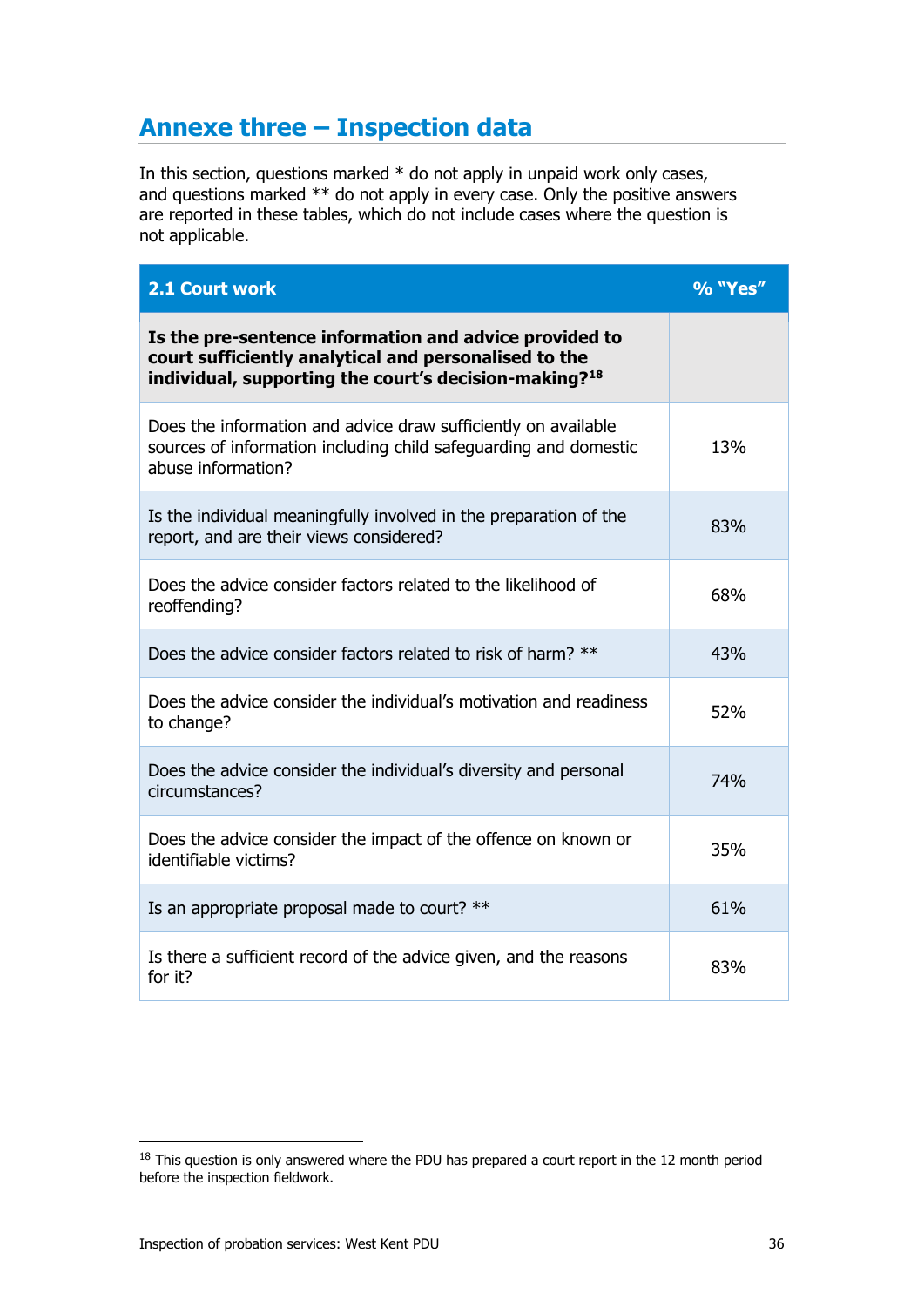## Annexe three – Inspection data

In this section, questions marked * do not apply in unpaid work only cases, and questions marked ** do not apply in every case. Only the positive answers are reported in these tables, which do not include cases where the question is not applicable.

| 2.1 Court work | % "Yes" |
|---|---|
| **Is the pre-sentence information and advice provided to court sufficiently analytical and personalised to the individual, supporting the court's decision-making?[18]** | |
| Does the information and advice draw sufficiently on available sources of information including child safeguarding and domestic abuse information? | 13% |
| Is the individual meaningfully involved in the preparation of the report, and are their views considered? | 83% |
| Does the advice consider factors related to the likelihood of reoffending? | 68% |
| Does the advice consider factors related to risk of harm? ** | 43% |
| Does the advice consider the individual's motivation and readiness to change? | 52% |
| Does the advice consider the individual's diversity and personal circumstances? | 74% |
| Does the advice consider the impact of the offence on known or identifiable victims? | 35% |
| Is an appropriate proposal made to court? ** | 61% |
| Is there a sufficient record of the advice given, and the reasons for it? | 83% |

[18] This question is only answered where the PDU has prepared a court report in the 12 month period before the inspection fieldwork.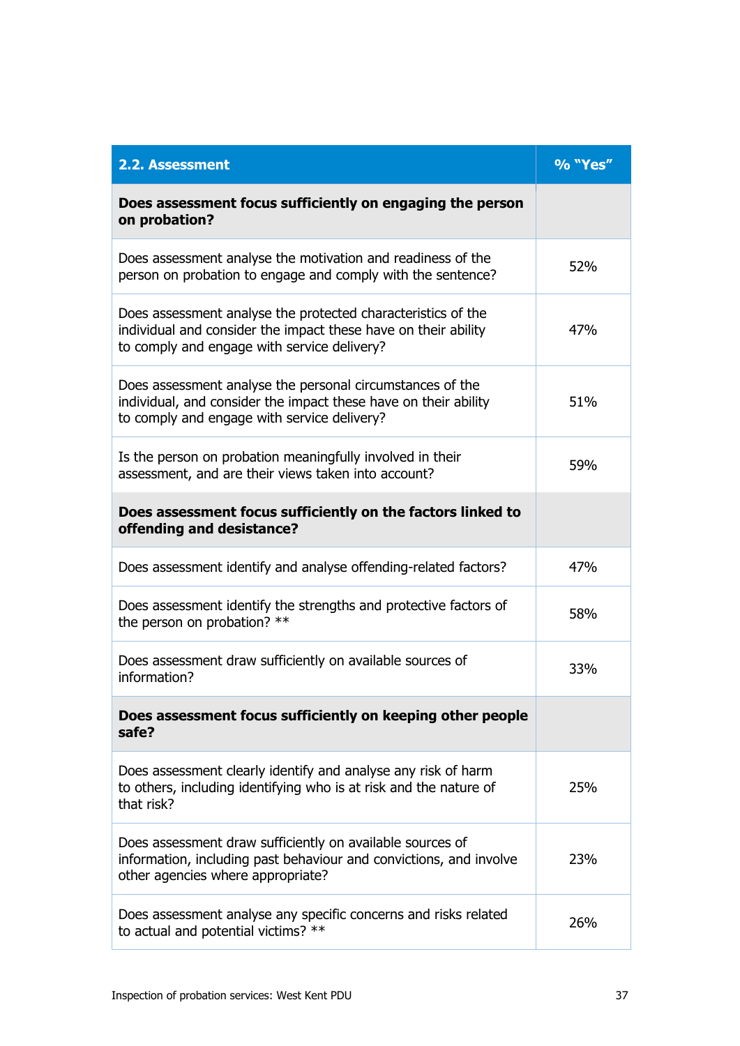| 2.2. Assessment | % "Yes" |
|---|---|
| **Does assessment focus sufficiently on engaging the person on probation?** | |
| Does assessment analyse the motivation and readiness of the person on probation to engage and comply with the sentence? | 52% |
| Does assessment analyse the protected characteristics of the individual and consider the impact these have on their ability to comply and engage with service delivery? | 47% |
| Does assessment analyse the personal circumstances of the individual, and consider the impact these have on their ability to comply and engage with service delivery? | 51% |
| Is the person on probation meaningfully involved in their assessment, and are their views taken into account? | 59% |
| **Does assessment focus sufficiently on the factors linked to offending and desistance?** | |
| Does assessment identify and analyse offending-related factors? | 47% |
| Does assessment identify the strengths and protective factors of the person on probation? ** | 58% |
| Does assessment draw sufficiently on available sources of information? | 33% |
| **Does assessment focus sufficiently on keeping other people safe?** | |
| Does assessment clearly identify and analyse any risk of harm to others, including identifying who is at risk and the nature of that risk? | 25% |
| Does assessment draw sufficiently on available sources of information, including past behaviour and convictions, and involve other agencies where appropriate? | 23% |
| Does assessment analyse any specific concerns and risks related to actual and potential victims? ** | 26% |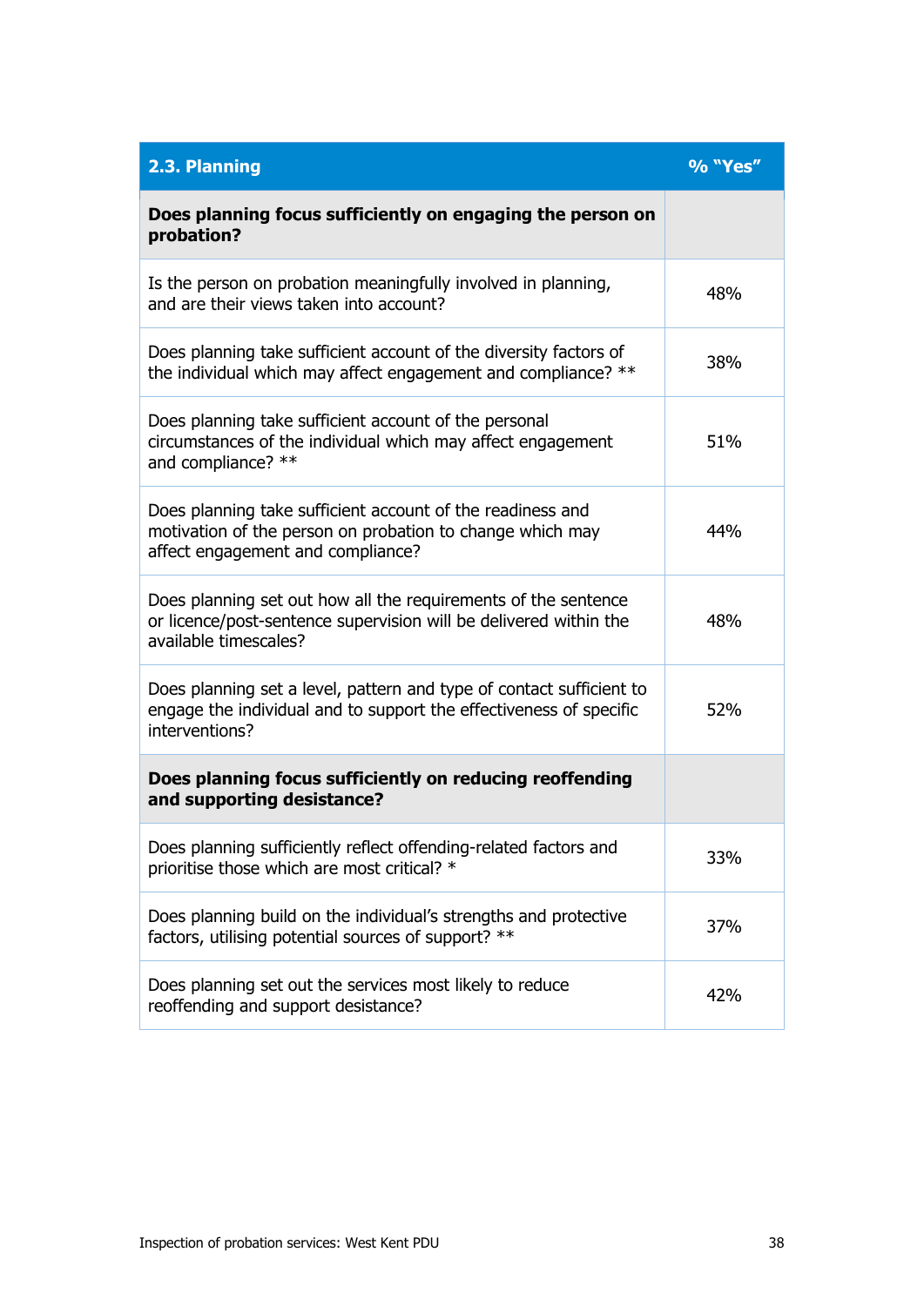| 2.3. Planning | % "Yes" |
|---|---|
| **Does planning focus sufficiently on engaging the person on probation?** | |
| Is the person on probation meaningfully involved in planning, and are their views taken into account? | 48% |
| Does planning take sufficient account of the diversity factors of the individual which may affect engagement and compliance? ** | 38% |
| Does planning take sufficient account of the personal circumstances of the individual which may affect engagement and compliance? ** | 51% |
| Does planning take sufficient account of the readiness and motivation of the person on probation to change which may affect engagement and compliance? | 44% |
| Does planning set out how all the requirements of the sentence or licence/post-sentence supervision will be delivered within the available timescales? | 48% |
| Does planning set a level, pattern and type of contact sufficient to engage the individual and to support the effectiveness of specific interventions? | 52% |
| **Does planning focus sufficiently on reducing reoffending and supporting desistance?** | |
| Does planning sufficiently reflect offending-related factors and prioritise those which are most critical? * | 33% |
| Does planning build on the individual's strengths and protective factors, utilising potential sources of support? ** | 37% |
| Does planning set out the services most likely to reduce reoffending and support desistance? | 42% |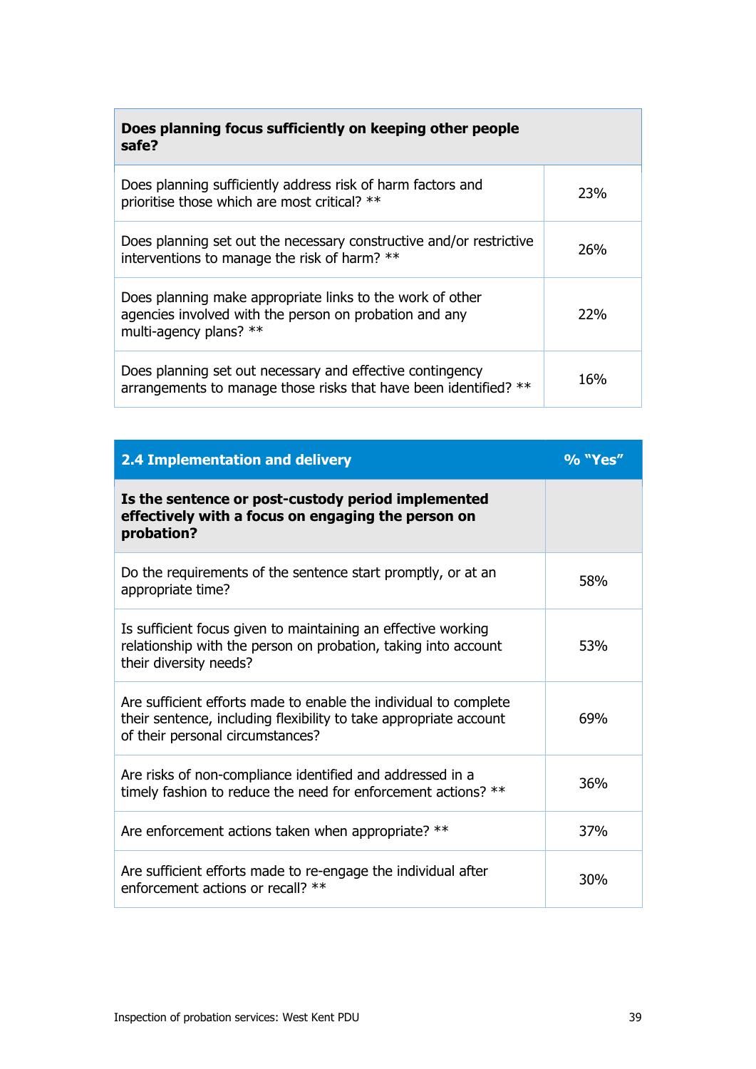| Does planning focus sufficiently on keeping other people safe? | |
|---|---|
| Does planning sufficiently address risk of harm factors and prioritise those which are most critical? ** | 23% |
| Does planning set out the necessary constructive and/or restrictive interventions to manage the risk of harm? ** | 26% |
| Does planning make appropriate links to the work of other agencies involved with the person on probation and any multi-agency plans? ** | 22% |
| Does planning set out necessary and effective contingency arrangements to manage those risks that have been identified? ** | 16% |

| 2.4 Implementation and delivery | % "Yes" |
|---|---|
| **Is the sentence or post-custody period implemented effectively with a focus on engaging the person on probation?** | |
| Do the requirements of the sentence start promptly, or at an appropriate time? | 58% |
| Is sufficient focus given to maintaining an effective working relationship with the person on probation, taking into account their diversity needs? | 53% |
| Are sufficient efforts made to enable the individual to complete their sentence, including flexibility to take appropriate account of their personal circumstances? | 69% |
| Are risks of non-compliance identified and addressed in a timely fashion to reduce the need for enforcement actions? ** | 36% |
| Are enforcement actions taken when appropriate? ** | 37% |
| Are sufficient efforts made to re-engage the individual after enforcement actions or recall? ** | 30% |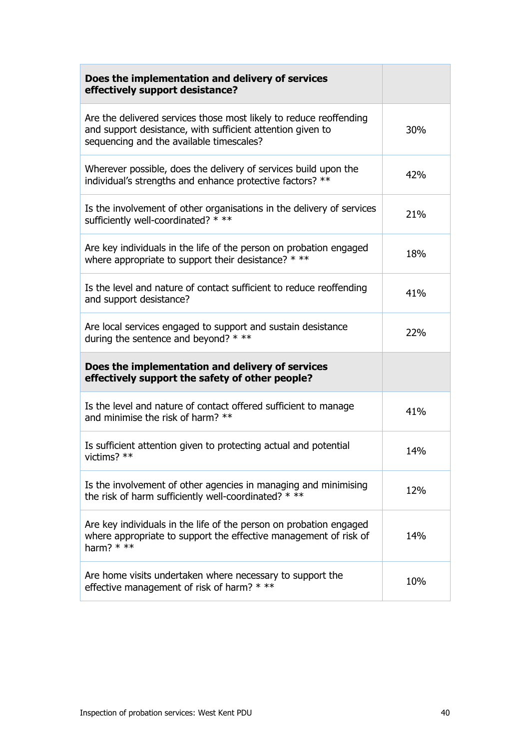| Does the implementation and delivery of services effectively support desistance? | |
| --- | --- |
| Are the delivered services those most likely to reduce reoffending and support desistance, with sufficient attention given to sequencing and the available timescales? | 30% |
| Wherever possible, does the delivery of services build upon the individual's strengths and enhance protective factors? ** | 42% |
| Is the involvement of other organisations in the delivery of services sufficiently well-coordinated? * ** | 21% |
| Are key individuals in the life of the person on probation engaged where appropriate to support their desistance? * ** | 18% |
| Is the level and nature of contact sufficient to reduce reoffending and support desistance? | 41% |
| Are local services engaged to support and sustain desistance during the sentence and beyond? * ** | 22% |
| **Does the implementation and delivery of services effectively support the safety of other people?** | |
| Is the level and nature of contact offered sufficient to manage and minimise the risk of harm? ** | 41% |
| Is sufficient attention given to protecting actual and potential victims? ** | 14% |
| Is the involvement of other agencies in managing and minimising the risk of harm sufficiently well-coordinated? * ** | 12% |
| Are key individuals in the life of the person on probation engaged where appropriate to support the effective management of risk of harm? * ** | 14% |
| Are home visits undertaken where necessary to support the effective management of risk of harm? * ** | 10% |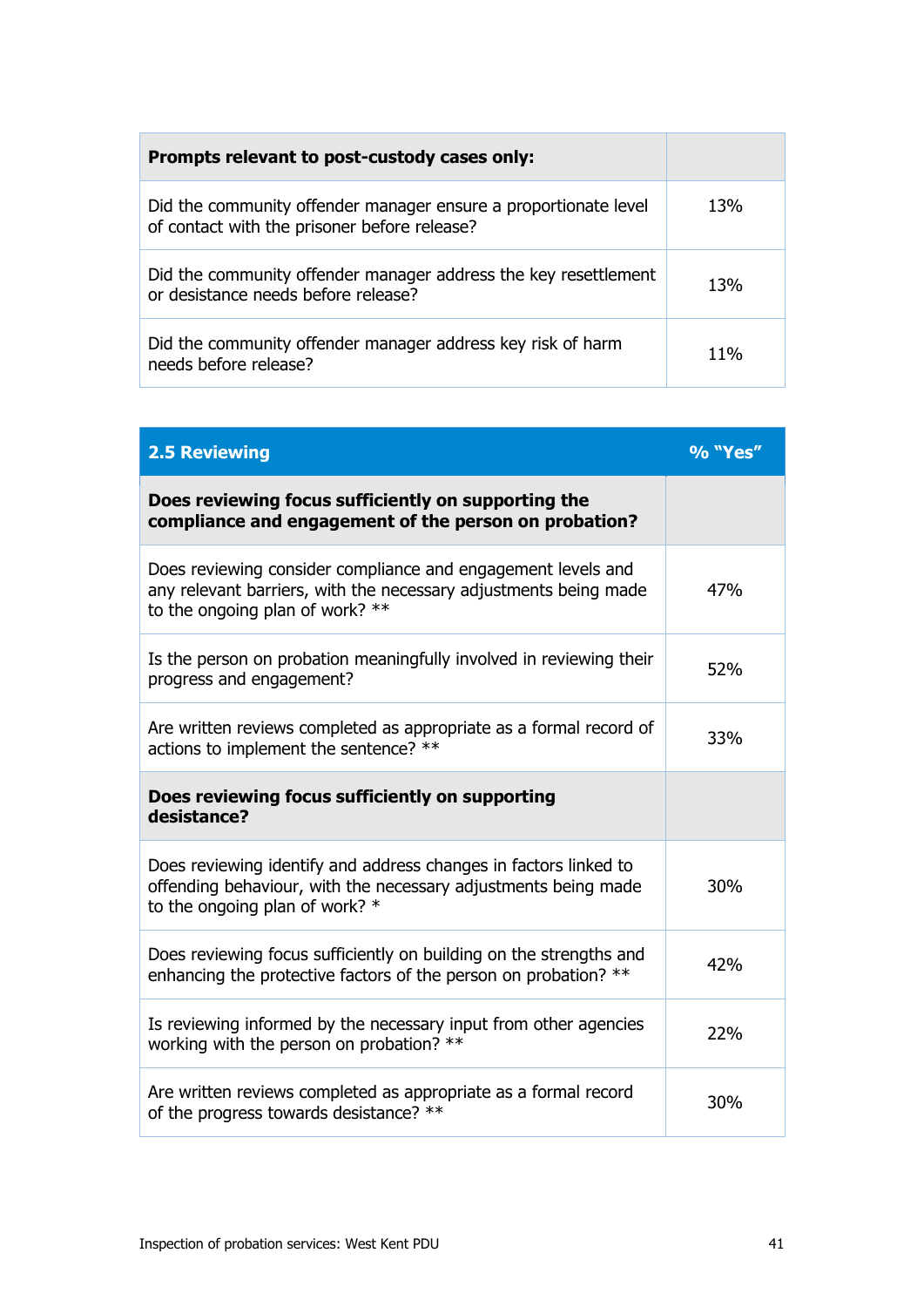| Prompts relevant to post-custody cases only: | |
|---|---|
| Did the community offender manager ensure a proportionate level of contact with the prisoner before release? | 13% |
| Did the community offender manager address the key resettlement or desistance needs before release? | 13% |
| Did the community offender manager address key risk of harm needs before release? | 11% |

| 2.5 Reviewing | % "Yes" |
|---|---|
| **Does reviewing focus sufficiently on supporting the compliance and engagement of the person on probation?** | |
| Does reviewing consider compliance and engagement levels and any relevant barriers, with the necessary adjustments being made to the ongoing plan of work? ** | 47% |
| Is the person on probation meaningfully involved in reviewing their progress and engagement? | 52% |
| Are written reviews completed as appropriate as a formal record of actions to implement the sentence? ** | 33% |
| **Does reviewing focus sufficiently on supporting desistance?** | |
| Does reviewing identify and address changes in factors linked to offending behaviour, with the necessary adjustments being made to the ongoing plan of work? * | 30% |
| Does reviewing focus sufficiently on building on the strengths and enhancing the protective factors of the person on probation? ** | 42% |
| Is reviewing informed by the necessary input from other agencies working with the person on probation? ** | 22% |
| Are written reviews completed as appropriate as a formal record of the progress towards desistance? ** | 30% |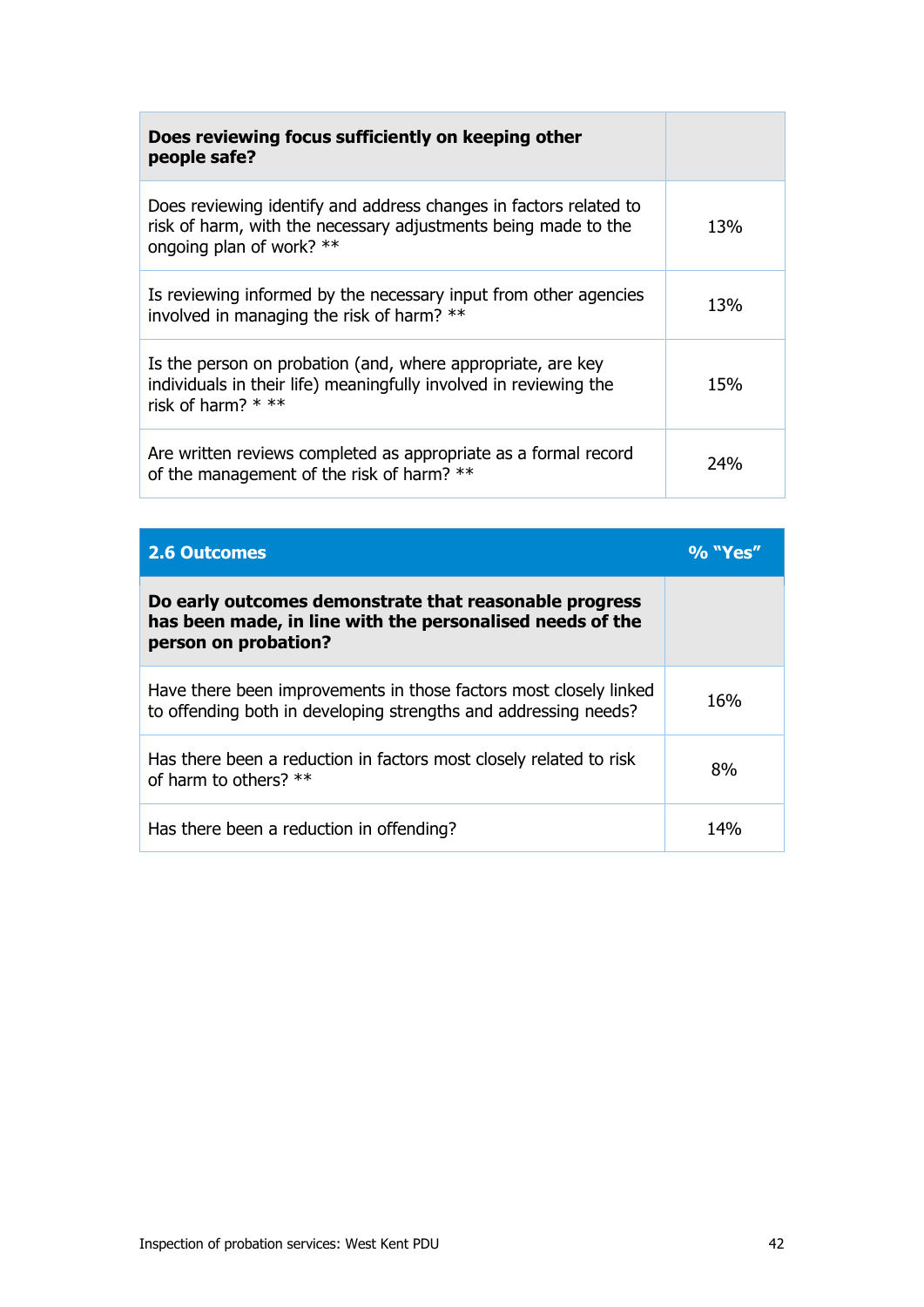| Does reviewing focus sufficiently on keeping other people safe? | |
|---|---|
| Does reviewing identify and address changes in factors related to risk of harm, with the necessary adjustments being made to the ongoing plan of work? ** | 13% |
| Is reviewing informed by the necessary input from other agencies involved in managing the risk of harm? ** | 13% |
| Is the person on probation (and, where appropriate, are key individuals in their life) meaningfully involved in reviewing the risk of harm? * ** | 15% |
| Are written reviews completed as appropriate as a formal record of the management of the risk of harm? ** | 24% |

| 2.6 Outcomes | % "Yes" |
|---|---|
| **Do early outcomes demonstrate that reasonable progress has been made, in line with the personalised needs of the person on probation?** | |
| Have there been improvements in those factors most closely linked to offending both in developing strengths and addressing needs? | 16% |
| Has there been a reduction in factors most closely related to risk of harm to others? ** | 8% |
| Has there been a reduction in offending? | 14% |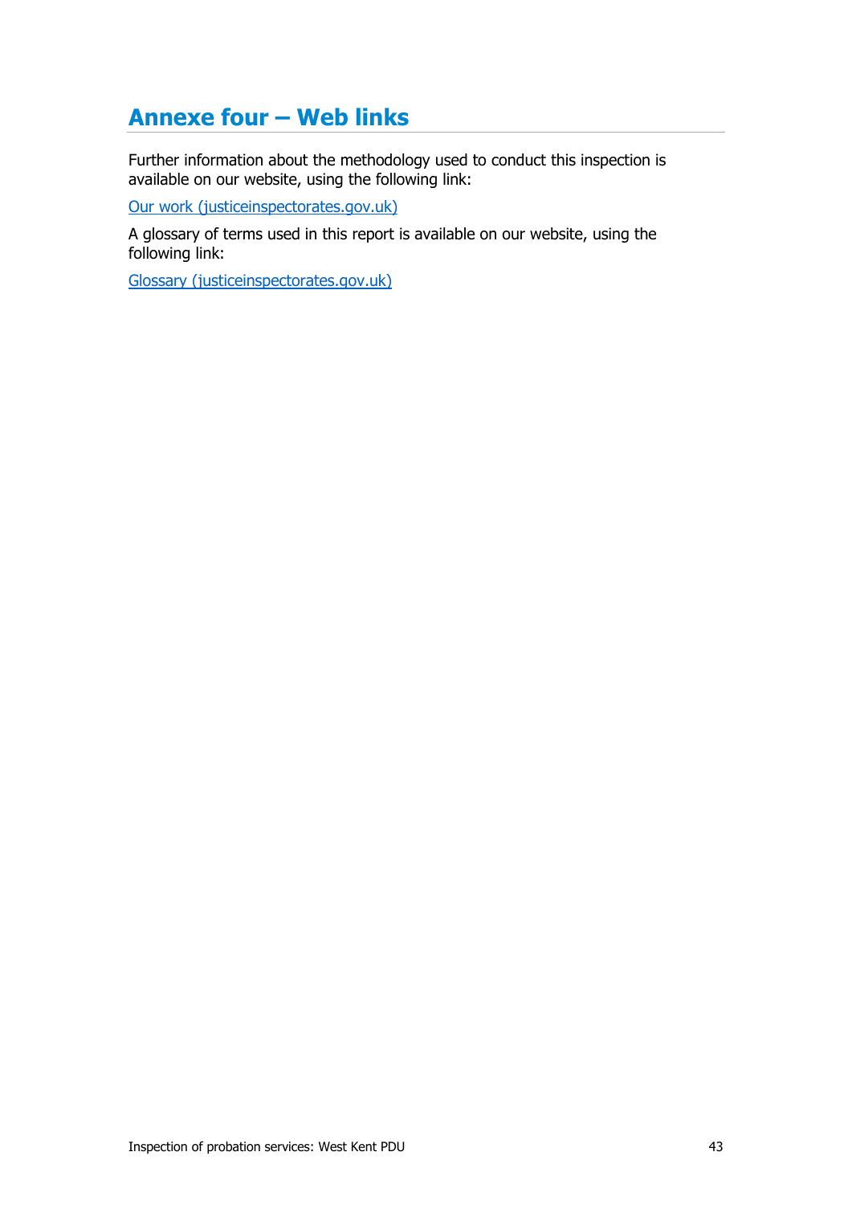## Annexe four – Web links

Further information about the methodology used to conduct this inspection is available on our website, using the following link:

Our work (justiceinspectorates.gov.uk)

A glossary of terms used in this report is available on our website, using the following link:

Glossary (justiceinspectorates.gov.uk)